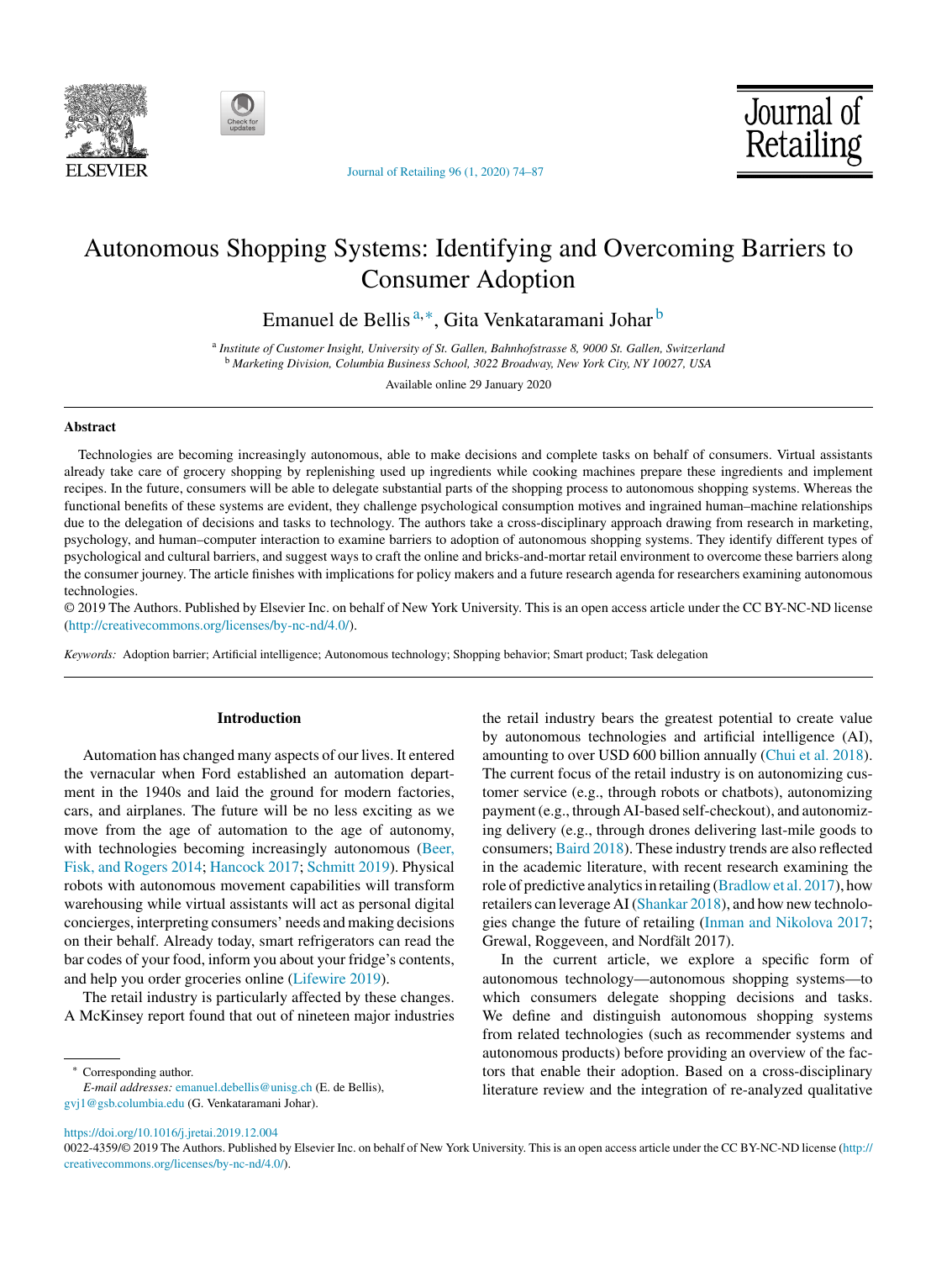# Autonomous Shopping Systems: Identifying and Overcoming Barriers to Consumer Adoption

Emanuel de Bellis [a,*], Gita Venkataramani Johar [b]

[a] *Institute of Customer Insight, University of St. Gallen, Bahnhofstrasse 8, 9000 St. Gallen, Switzerland*
[b] *Marketing Division, Columbia Business School, 3022 Broadway, New York City, NY 10027, USA*

Available online 29 January 2020

## Abstract

Technologies are becoming increasingly autonomous, able to make decisions and complete tasks on behalf of consumers. Virtual assistants already take care of grocery shopping by replenishing used up ingredients while cooking machines prepare these ingredients and implement recipes. In the future, consumers will be able to delegate substantial parts of the shopping process to autonomous shopping systems. Whereas the functional benefits of these systems are evident, they challenge psychological consumption motives and ingrained human–machine relationships due to the delegation of decisions and tasks to technology. The authors take a cross-disciplinary approach drawing from research in marketing, psychology, and human–computer interaction to examine barriers to adoption of autonomous shopping systems. They identify different types of psychological and cultural barriers, and suggest ways to craft the online and bricks-and-mortar retail environment to overcome these barriers along the consumer journey. The article finishes with implications for policy makers and a future research agenda for researchers examining autonomous technologies.

© 2019 The Authors. Published by Elsevier Inc. on behalf of New York University. This is an open access article under the CC BY-NC-ND license (http://creativecommons.org/licenses/by-nc-nd/4.0/).

*Keywords:* Adoption barrier; Artificial intelligence; Autonomous technology; Shopping behavior; Smart product; Task delegation

## Introduction

Automation has changed many aspects of our lives. It entered the vernacular when Ford established an automation department in the 1940s and laid the ground for modern factories, cars, and airplanes. The future will be no less exciting as we move from the age of automation to the age of autonomy, with technologies becoming increasingly autonomous (Beer, Fisk, and Rogers 2014; Hancock 2017; Schmitt 2019). Physical robots with autonomous movement capabilities will transform warehousing while virtual assistants will act as personal digital concierges, interpreting consumers' needs and making decisions on their behalf. Already today, smart refrigerators can read the bar codes of your food, inform you about your fridge's contents, and help you order groceries online (Lifewire 2019).

The retail industry is particularly affected by these changes. A McKinsey report found that out of nineteen major industries the retail industry bears the greatest potential to create value by autonomous technologies and artificial intelligence (AI), amounting to over USD 600 billion annually (Chui et al. 2018). The current focus of the retail industry is on autonomizing customer service (e.g., through robots or chatbots), autonomizing payment (e.g., through AI-based self-checkout), and autonomizing delivery (e.g., through drones delivering last-mile goods to consumers; Baird 2018). These industry trends are also reflected in the academic literature, with recent research examining the role of predictive analytics in retailing (Bradlow et al. 2017), how retailers can leverage AI (Shankar 2018), and how new technologies change the future of retailing (Inman and Nikolova 2017; Grewal, Roggeveen, and Nordfält 2017).

In the current article, we explore a specific form of autonomous technology—autonomous shopping systems—to which consumers delegate shopping decisions and tasks. We define and distinguish autonomous shopping systems from related technologies (such as recommender systems and autonomous products) before providing an overview of the factors that enable their adoption. Based on a cross-disciplinary literature review and the integration of re-analyzed qualitative

---

* Corresponding author.
*E-mail addresses:* emanuel.debellis@unisg.ch (E. de Bellis), gvj1@gsb.columbia.edu (G. Venkataramani Johar).

https://doi.org/10.1016/j.jretai.2019.12.004
0022-4359/© 2019 The Authors. Published by Elsevier Inc. on behalf of New York University. This is an open access article under the CC BY-NC-ND license (http://creativecommons.org/licenses/by-nc-nd/4.0/).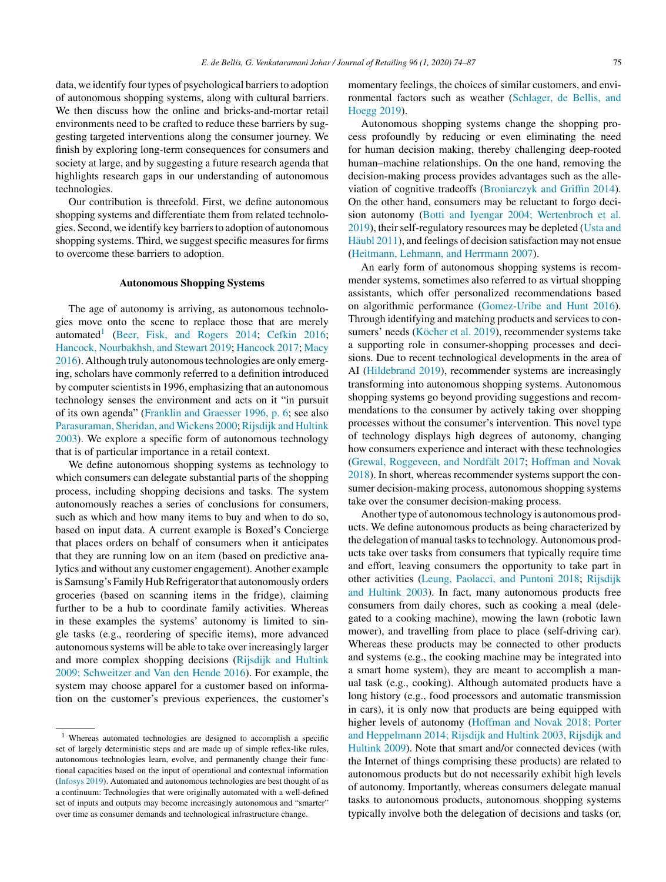data, we identify four types of psychological barriers to adoption of autonomous shopping systems, along with cultural barriers. We then discuss how the online and bricks-and-mortar retail environments need to be crafted to reduce these barriers by suggesting targeted interventions along the consumer journey. We finish by exploring long-term consequences for consumers and society at large, and by suggesting a future research agenda that highlights research gaps in our understanding of autonomous technologies.

Our contribution is threefold. First, we define autonomous shopping systems and differentiate them from related technologies. Second, we identify key barriers to adoption of autonomous shopping systems. Third, we suggest specific measures for firms to overcome these barriers to adoption.

## Autonomous Shopping Systems

The age of autonomy is arriving, as autonomous technologies move onto the scene to replace those that are merely automated[1] (Beer, Fisk, and Rogers 2014; Cefkin 2016; Hancock, Nourbakhsh, and Stewart 2019; Hancock 2017; Macy 2016). Although truly autonomous technologies are only emerging, scholars have commonly referred to a definition introduced by computer scientists in 1996, emphasizing that an autonomous technology senses the environment and acts on it "in pursuit of its own agenda" (Franklin and Graesser 1996, p. 6; see also Parasuraman, Sheridan, and Wickens 2000; Rijsdijk and Hultink 2003). We explore a specific form of autonomous technology that is of particular importance in a retail context.

We define autonomous shopping systems as technology to which consumers can delegate substantial parts of the shopping process, including shopping decisions and tasks. The system autonomously reaches a series of conclusions for consumers, such as which and how many items to buy and when to do so, based on input data. A current example is Boxed's Concierge that places orders on behalf of consumers when it anticipates that they are running low on an item (based on predictive analytics and without any customer engagement). Another example is Samsung's Family Hub Refrigerator that autonomously orders groceries (based on scanning items in the fridge), claiming further to be a hub to coordinate family activities. Whereas in these examples the systems' autonomy is limited to single tasks (e.g., reordering of specific items), more advanced autonomous systems will be able to take over increasingly larger and more complex shopping decisions (Rijsdijk and Hultink 2009; Schweitzer and Van den Hende 2016). For example, the system may choose apparel for a customer based on information on the customer's previous experiences, the customer's momentary feelings, the choices of similar customers, and environmental factors such as weather (Schlager, de Bellis, and Hoegg 2019).

Autonomous shopping systems change the shopping process profoundly by reducing or even eliminating the need for human decision making, thereby challenging deep-rooted human–machine relationships. On the one hand, removing the decision-making process provides advantages such as the alleviation of cognitive tradeoffs (Broniarczyk and Griffin 2014). On the other hand, consumers may be reluctant to forgo decision autonomy (Botti and Iyengar 2004; Wertenbroch et al. 2019), their self-regulatory resources may be depleted (Usta and Häubl 2011), and feelings of decision satisfaction may not ensue (Heitmann, Lehmann, and Herrmann 2007).

An early form of autonomous shopping systems is recommender systems, sometimes also referred to as virtual shopping assistants, which offer personalized recommendations based on algorithmic performance (Gomez-Uribe and Hunt 2016). Through identifying and matching products and services to consumers' needs (Köcher et al. 2019), recommender systems take a supporting role in consumer-shopping processes and decisions. Due to recent technological developments in the area of AI (Hildebrand 2019), recommender systems are increasingly transforming into autonomous shopping systems. Autonomous shopping systems go beyond providing suggestions and recommendations to the consumer by actively taking over shopping processes without the consumer's intervention. This novel type of technology displays high degrees of autonomy, changing how consumers experience and interact with these technologies (Grewal, Roggeveen, and Nordfält 2017; Hoffman and Novak 2018). In short, whereas recommender systems support the consumer decision-making process, autonomous shopping systems take over the consumer decision-making process.

Another type of autonomous technology is autonomous products. We define autonomous products as being characterized by the delegation of manual tasks to technology. Autonomous products take over tasks from consumers that typically require time and effort, leaving consumers the opportunity to take part in other activities (Leung, Paolacci, and Puntoni 2018; Rijsdijk and Hultink 2003). In fact, many autonomous products free consumers from daily chores, such as cooking a meal (delegated to a cooking machine), mowing the lawn (robotic lawn mower), and travelling from place to place (self-driving car). Whereas these products may be connected to other products and systems (e.g., the cooking machine may be integrated into a smart home system), they are meant to accomplish a manual task (e.g., cooking). Although automated products have a long history (e.g., food processors and automatic transmission in cars), it is only now that products are being equipped with higher levels of autonomy (Hoffman and Novak 2018; Porter and Heppelmann 2014; Rijsdijk and Hultink 2003, Rijsdijk and Hultink 2009). Note that smart and/or connected devices (with the Internet of things comprising these products) are related to autonomous products but do not necessarily exhibit high levels of autonomy. Importantly, whereas consumers delegate manual tasks to autonomous products, autonomous shopping systems typically involve both the delegation of decisions and tasks (or,

[1] Whereas automated technologies are designed to accomplish a specific set of largely deterministic steps and are made up of simple reflex-like rules, autonomous technologies learn, evolve, and permanently change their functional capacities based on the input of operational and contextual information (Infosys 2019). Automated and autonomous technologies are best thought of as a continuum: Technologies that were originally automated with a well-defined set of inputs and outputs may become increasingly autonomous and "smarter" over time as consumer demands and technological infrastructure change.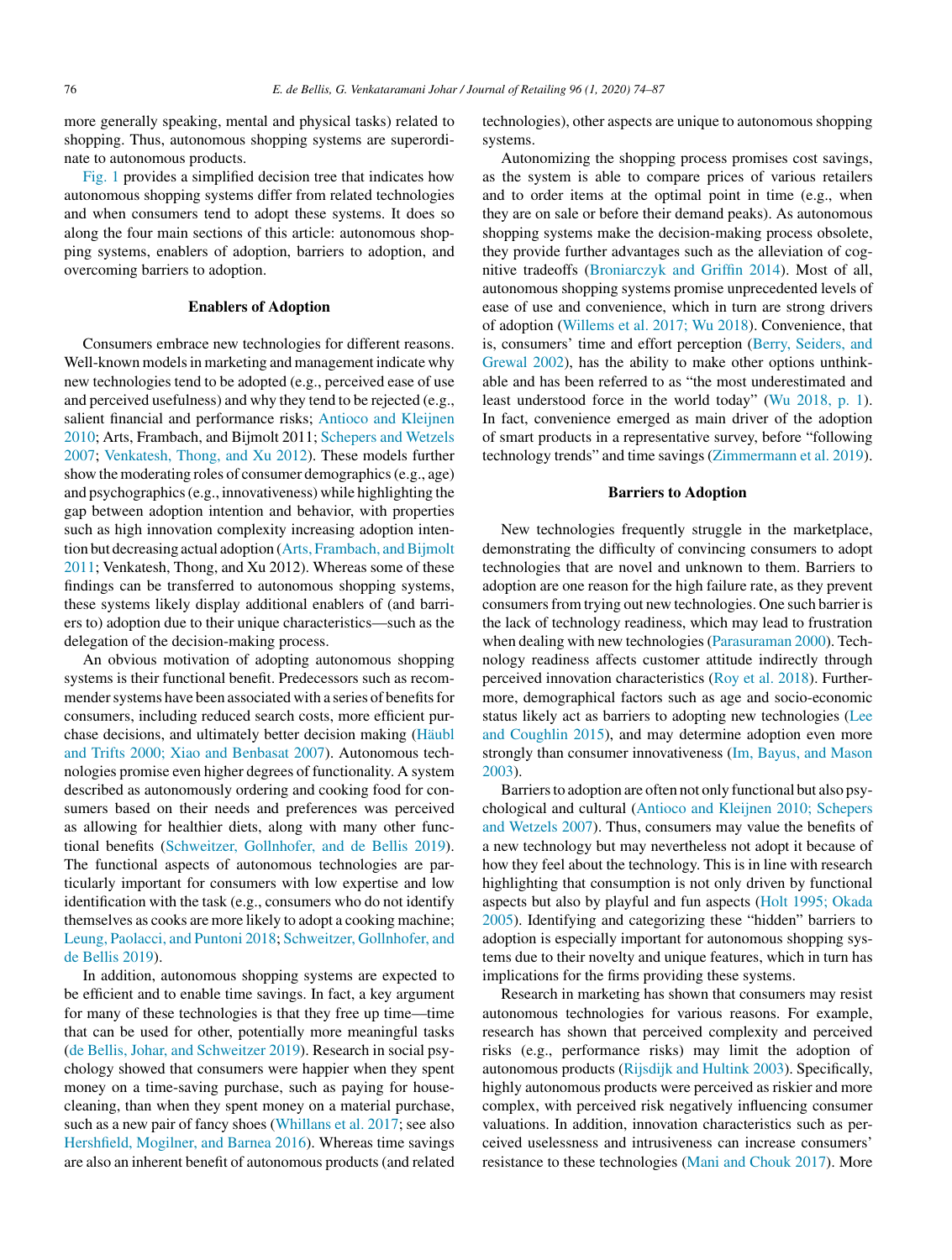more generally speaking, mental and physical tasks) related to shopping. Thus, autonomous shopping systems are superordinate to autonomous products.

Fig. 1 provides a simplified decision tree that indicates how autonomous shopping systems differ from related technologies and when consumers tend to adopt these systems. It does so along the four main sections of this article: autonomous shopping systems, enablers of adoption, barriers to adoption, and overcoming barriers to adoption.

## Enablers of Adoption

Consumers embrace new technologies for different reasons. Well-known models in marketing and management indicate why new technologies tend to be adopted (e.g., perceived ease of use and perceived usefulness) and why they tend to be rejected (e.g., salient financial and performance risks; Antioco and Kleijnen 2010; Arts, Frambach, and Bijmolt 2011; Schepers and Wetzels 2007; Venkatesh, Thong, and Xu 2012). These models further show the moderating roles of consumer demographics (e.g., age) and psychographics (e.g., innovativeness) while highlighting the gap between adoption intention and behavior, with properties such as high innovation complexity increasing adoption intention but decreasing actual adoption (Arts, Frambach, and Bijmolt 2011; Venkatesh, Thong, and Xu 2012). Whereas some of these findings can be transferred to autonomous shopping systems, these systems likely display additional enablers of (and barriers to) adoption due to their unique characteristics—such as the delegation of the decision-making process.

An obvious motivation of adopting autonomous shopping systems is their functional benefit. Predecessors such as recommender systems have been associated with a series of benefits for consumers, including reduced search costs, more efficient purchase decisions, and ultimately better decision making (Häubl and Trifts 2000; Xiao and Benbasat 2007). Autonomous technologies promise even higher degrees of functionality. A system described as autonomously ordering and cooking food for consumers based on their needs and preferences was perceived as allowing for healthier diets, along with many other functional benefits (Schweitzer, Gollnhofer, and de Bellis 2019). The functional aspects of autonomous technologies are particularly important for consumers with low expertise and low identification with the task (e.g., consumers who do not identify themselves as cooks are more likely to adopt a cooking machine; Leung, Paolacci, and Puntoni 2018; Schweitzer, Gollnhofer, and de Bellis 2019).

In addition, autonomous shopping systems are expected to be efficient and to enable time savings. In fact, a key argument for many of these technologies is that they free up time—time that can be used for other, potentially more meaningful tasks (de Bellis, Johar, and Schweitzer 2019). Research in social psychology showed that consumers were happier when they spent money on a time-saving purchase, such as paying for house-cleaning, than when they spent money on a material purchase, such as a new pair of fancy shoes (Whillans et al. 2017; see also Hershfield, Mogilner, and Barnea 2016). Whereas time savings are also an inherent benefit of autonomous products (and related technologies), other aspects are unique to autonomous shopping systems.

Autonomizing the shopping process promises cost savings, as the system is able to compare prices of various retailers and to order items at the optimal point in time (e.g., when they are on sale or before their demand peaks). As autonomous shopping systems make the decision-making process obsolete, they provide further advantages such as the alleviation of cognitive tradeoffs (Broniarczyk and Griffin 2014). Most of all, autonomous shopping systems promise unprecedented levels of ease of use and convenience, which in turn are strong drivers of adoption (Willems et al. 2017; Wu 2018). Convenience, that is, consumers' time and effort perception (Berry, Seiders, and Grewal 2002), has the ability to make other options unthinkable and has been referred to as "the most underestimated and least understood force in the world today" (Wu 2018, p. 1). In fact, convenience emerged as main driver of the adoption of smart products in a representative survey, before "following technology trends" and time savings (Zimmermann et al. 2019).

## Barriers to Adoption

New technologies frequently struggle in the marketplace, demonstrating the difficulty of convincing consumers to adopt technologies that are novel and unknown to them. Barriers to adoption are one reason for the high failure rate, as they prevent consumers from trying out new technologies. One such barrier is the lack of technology readiness, which may lead to frustration when dealing with new technologies (Parasuraman 2000). Technology readiness affects customer attitude indirectly through perceived innovation characteristics (Roy et al. 2018). Furthermore, demographical factors such as age and socio-economic status likely act as barriers to adopting new technologies (Lee and Coughlin 2015), and may determine adoption even more strongly than consumer innovativeness (Im, Bayus, and Mason 2003).

Barriers to adoption are often not only functional but also psychological and cultural (Antioco and Kleijnen 2010; Schepers and Wetzels 2007). Thus, consumers may value the benefits of a new technology but may nevertheless not adopt it because of how they feel about the technology. This is in line with research highlighting that consumption is not only driven by functional aspects but also by playful and fun aspects (Holt 1995; Okada 2005). Identifying and categorizing these "hidden" barriers to adoption is especially important for autonomous shopping systems due to their novelty and unique features, which in turn has implications for the firms providing these systems.

Research in marketing has shown that consumers may resist autonomous technologies for various reasons. For example, research has shown that perceived complexity and perceived risks (e.g., performance risks) may limit the adoption of autonomous products (Rijsdijk and Hultink 2003). Specifically, highly autonomous products were perceived as riskier and more complex, with perceived risk negatively influencing consumer valuations. In addition, innovation characteristics such as perceived uselessness and intrusiveness can increase consumers' resistance to these technologies (Mani and Chouk 2017). More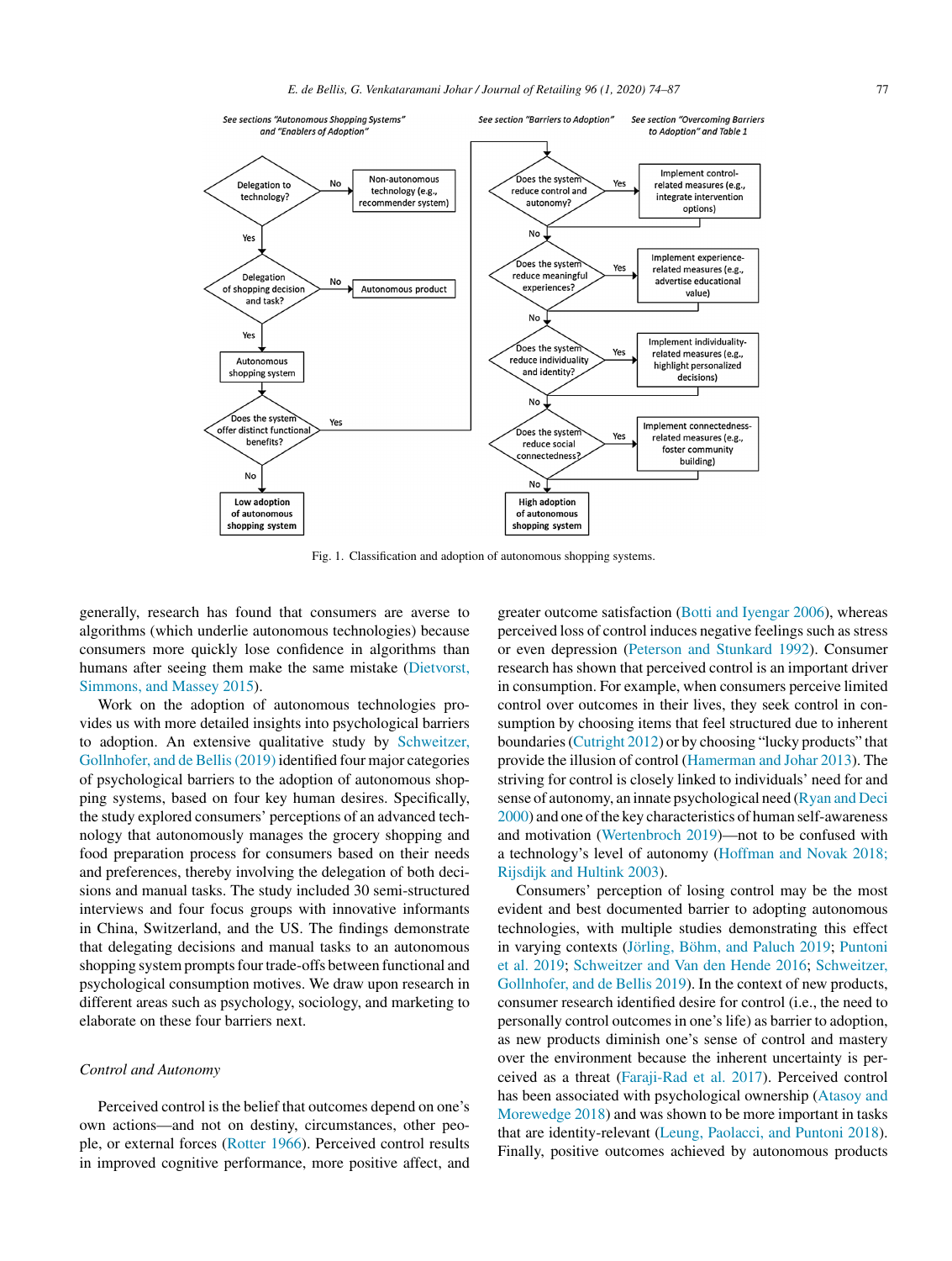See sections "Autonomous Shopping Systems" and "Enablers of Adoption"

See section "Barriers to Adoption"

See section "Overcoming Barriers to Adoption" and Table 1

Delegation to technology? — No → Non-autonomous technology (e.g., recommender system)

Yes ↓

Delegation of shopping decision and task? — No → Autonomous product

Yes ↓

Autonomous shopping system

Does the system offer distinct functional benefits? — No → Low adoption of autonomous shopping system

Yes →

Does the system reduce control and autonomy? — Yes → Implement control-related measures (e.g., integrate intervention options)

No ↓

Does the system reduce meaningful experiences? — Yes → Implement experience-related measures (e.g., advertise educational value)

No ↓

Does the system reduce individuality and identity? — Yes → Implement individuality-related measures (e.g., highlight personalized decisions)

No ↓

Does the system reduce social connectedness? — Yes → Implement connectedness-related measures (e.g., foster community building)

No ↓

High adoption of autonomous shopping system

Fig. 1. Classification and adoption of autonomous shopping systems.

generally, research has found that consumers are averse to algorithms (which underlie autonomous technologies) because consumers more quickly lose confidence in algorithms than humans after seeing them make the same mistake (Dietvorst, Simmons, and Massey 2015).

Work on the adoption of autonomous technologies provides us with more detailed insights into psychological barriers to adoption. An extensive qualitative study by Schweitzer, Gollnhofer, and de Bellis (2019) identified four major categories of psychological barriers to the adoption of autonomous shopping systems, based on four key human desires. Specifically, the study explored consumers' perceptions of an advanced technology that autonomously manages the grocery shopping and food preparation process for consumers based on their needs and preferences, thereby involving the delegation of both decisions and manual tasks. The study included 30 semi-structured interviews and four focus groups with innovative informants in China, Switzerland, and the US. The findings demonstrate that delegating decisions and manual tasks to an autonomous shopping system prompts four trade-offs between functional and psychological consumption motives. We draw upon research in different areas such as psychology, sociology, and marketing to elaborate on these four barriers next.

### *Control and Autonomy*

Perceived control is the belief that outcomes depend on one's own actions—and not on destiny, circumstances, other people, or external forces (Rotter 1966). Perceived control results in improved cognitive performance, more positive affect, and greater outcome satisfaction (Botti and Iyengar 2006), whereas perceived loss of control induces negative feelings such as stress or even depression (Peterson and Stunkard 1992). Consumer research has shown that perceived control is an important driver in consumption. For example, when consumers perceive limited control over outcomes in their lives, they seek control in consumption by choosing items that feel structured due to inherent boundaries (Cutright 2012) or by choosing "lucky products" that provide the illusion of control (Hamerman and Johar 2013). The striving for control is closely linked to individuals' need for and sense of autonomy, an innate psychological need (Ryan and Deci 2000) and one of the key characteristics of human self-awareness and motivation (Wertenbroch 2019)—not to be confused with a technology's level of autonomy (Hoffman and Novak 2018; Rijsdijk and Hultink 2003).

Consumers' perception of losing control may be the most evident and best documented barrier to adopting autonomous technologies, with multiple studies demonstrating this effect in varying contexts (Jörling, Böhm, and Paluch 2019; Puntoni et al. 2019; Schweitzer and Van den Hende 2016; Schweitzer, Gollnhofer, and de Bellis 2019). In the context of new products, consumer research identified desire for control (i.e., the need to personally control outcomes in one's life) as barrier to adoption, as new products diminish one's sense of control and mastery over the environment because the inherent uncertainty is perceived as a threat (Faraji-Rad et al. 2017). Perceived control has been associated with psychological ownership (Atasoy and Morewedge 2018) and was shown to be more important in tasks that are identity-relevant (Leung, Paolacci, and Puntoni 2018). Finally, positive outcomes achieved by autonomous products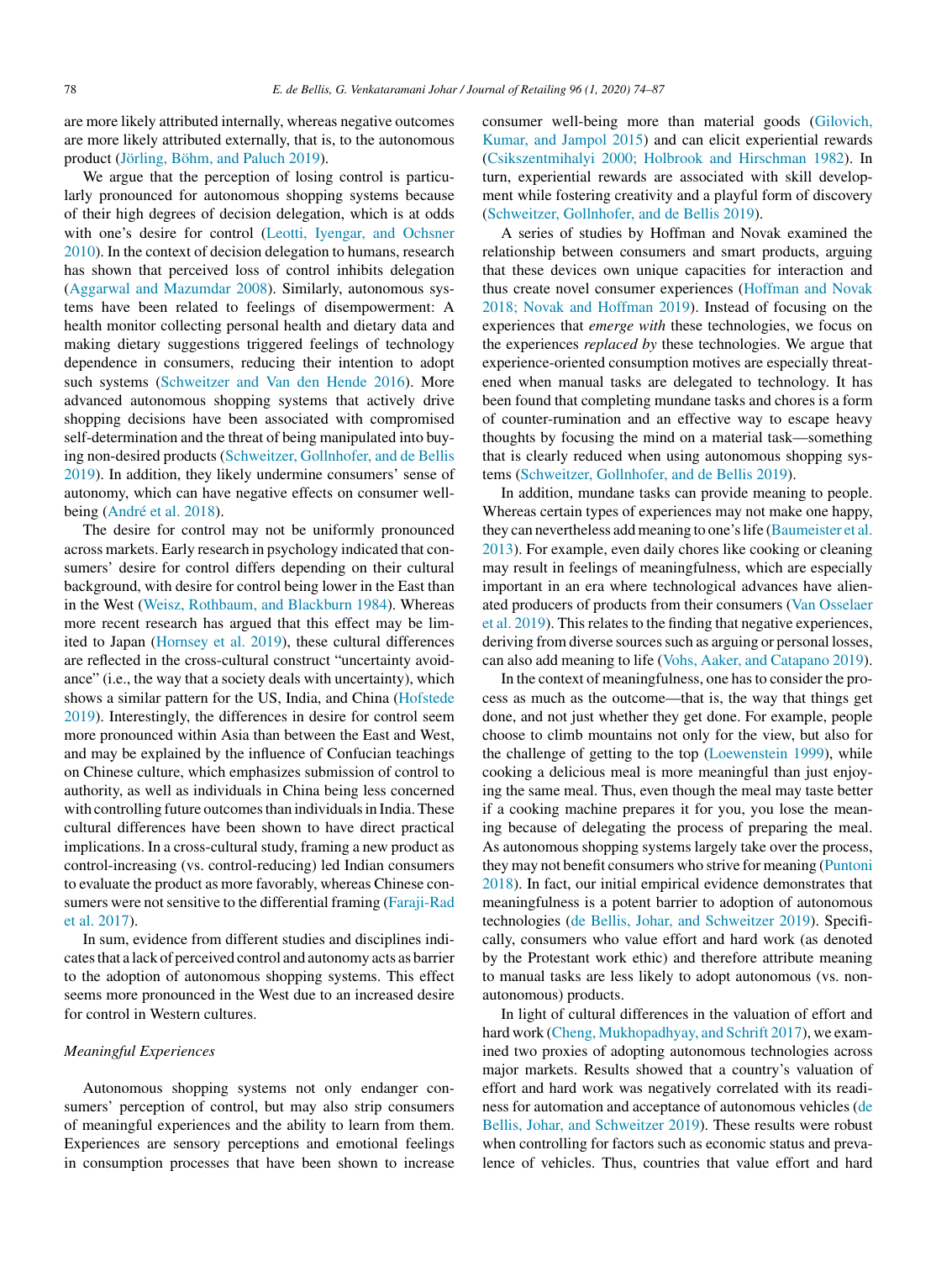are more likely attributed internally, whereas negative outcomes are more likely attributed externally, that is, to the autonomous product (Jörling, Böhm, and Paluch 2019).

We argue that the perception of losing control is particularly pronounced for autonomous shopping systems because of their high degrees of decision delegation, which is at odds with one's desire for control (Leotti, Iyengar, and Ochsner 2010). In the context of decision delegation to humans, research has shown that perceived loss of control inhibits delegation (Aggarwal and Mazumdar 2008). Similarly, autonomous systems have been related to feelings of disempowerment: A health monitor collecting personal health and dietary data and making dietary suggestions triggered feelings of technology dependence in consumers, reducing their intention to adopt such systems (Schweitzer and Van den Hende 2016). More advanced autonomous shopping systems that actively drive shopping decisions have been associated with compromised self-determination and the threat of being manipulated into buying non-desired products (Schweitzer, Gollnhofer, and de Bellis 2019). In addition, they likely undermine consumers' sense of autonomy, which can have negative effects on consumer well-being (André et al. 2018).

The desire for control may not be uniformly pronounced across markets. Early research in psychology indicated that consumers' desire for control differs depending on their cultural background, with desire for control being lower in the East than in the West (Weisz, Rothbaum, and Blackburn 1984). Whereas more recent research has argued that this effect may be limited to Japan (Hornsey et al. 2019), these cultural differences are reflected in the cross-cultural construct "uncertainty avoidance" (i.e., the way that a society deals with uncertainty), which shows a similar pattern for the US, India, and China (Hofstede 2019). Interestingly, the differences in desire for control seem more pronounced within Asia than between the East and West, and may be explained by the influence of Confucian teachings on Chinese culture, which emphasizes submission of control to authority, as well as individuals in China being less concerned with controlling future outcomes than individuals in India. These cultural differences have been shown to have direct practical implications. In a cross-cultural study, framing a new product as control-increasing (vs. control-reducing) led Indian consumers to evaluate the product as more favorably, whereas Chinese consumers were not sensitive to the differential framing (Faraji-Rad et al. 2017).

In sum, evidence from different studies and disciplines indicates that a lack of perceived control and autonomy acts as barrier to the adoption of autonomous shopping systems. This effect seems more pronounced in the West due to an increased desire for control in Western cultures.

### *Meaningful Experiences*

Autonomous shopping systems not only endanger consumers' perception of control, but may also strip consumers of meaningful experiences and the ability to learn from them. Experiences are sensory perceptions and emotional feelings in consumption processes that have been shown to increase consumer well-being more than material goods (Gilovich, Kumar, and Jampol 2015) and can elicit experiential rewards (Csikszentmihalyi 2000; Holbrook and Hirschman 1982). In turn, experiential rewards are associated with skill development while fostering creativity and a playful form of discovery (Schweitzer, Gollnhofer, and de Bellis 2019).

A series of studies by Hoffman and Novak examined the relationship between consumers and smart products, arguing that these devices own unique capacities for interaction and thus create novel consumer experiences (Hoffman and Novak 2018; Novak and Hoffman 2019). Instead of focusing on the experiences that *emerge with* these technologies, we focus on the experiences *replaced by* these technologies. We argue that experience-oriented consumption motives are especially threatened when manual tasks are delegated to technology. It has been found that completing mundane tasks and chores is a form of counter-rumination and an effective way to escape heavy thoughts by focusing the mind on a material task—something that is clearly reduced when using autonomous shopping systems (Schweitzer, Gollnhofer, and de Bellis 2019).

In addition, mundane tasks can provide meaning to people. Whereas certain types of experiences may not make one happy, they can nevertheless add meaning to one's life (Baumeister et al. 2013). For example, even daily chores like cooking or cleaning may result in feelings of meaningfulness, which are especially important in an era where technological advances have alienated producers of products from their consumers (Van Osselaer et al. 2019). This relates to the finding that negative experiences, deriving from diverse sources such as arguing or personal losses, can also add meaning to life (Vohs, Aaker, and Catapano 2019).

In the context of meaningfulness, one has to consider the process as much as the outcome—that is, the way that things get done, and not just whether they get done. For example, people choose to climb mountains not only for the view, but also for the challenge of getting to the top (Loewenstein 1999), while cooking a delicious meal is more meaningful than just enjoying the same meal. Thus, even though the meal may taste better if a cooking machine prepares it for you, you lose the meaning because of delegating the process of preparing the meal. As autonomous shopping systems largely take over the process, they may not benefit consumers who strive for meaning (Puntoni 2018). In fact, our initial empirical evidence demonstrates that meaningfulness is a potent barrier to adoption of autonomous technologies (de Bellis, Johar, and Schweitzer 2019). Specifically, consumers who value effort and hard work (as denoted by the Protestant work ethic) and therefore attribute meaning to manual tasks are less likely to adopt autonomous (vs. non-autonomous) products.

In light of cultural differences in the valuation of effort and hard work (Cheng, Mukhopadhyay, and Schrift 2017), we examined two proxies of adopting autonomous technologies across major markets. Results showed that a country's valuation of effort and hard work was negatively correlated with its readiness for automation and acceptance of autonomous vehicles (de Bellis, Johar, and Schweitzer 2019). These results were robust when controlling for factors such as economic status and prevalence of vehicles. Thus, countries that value effort and hard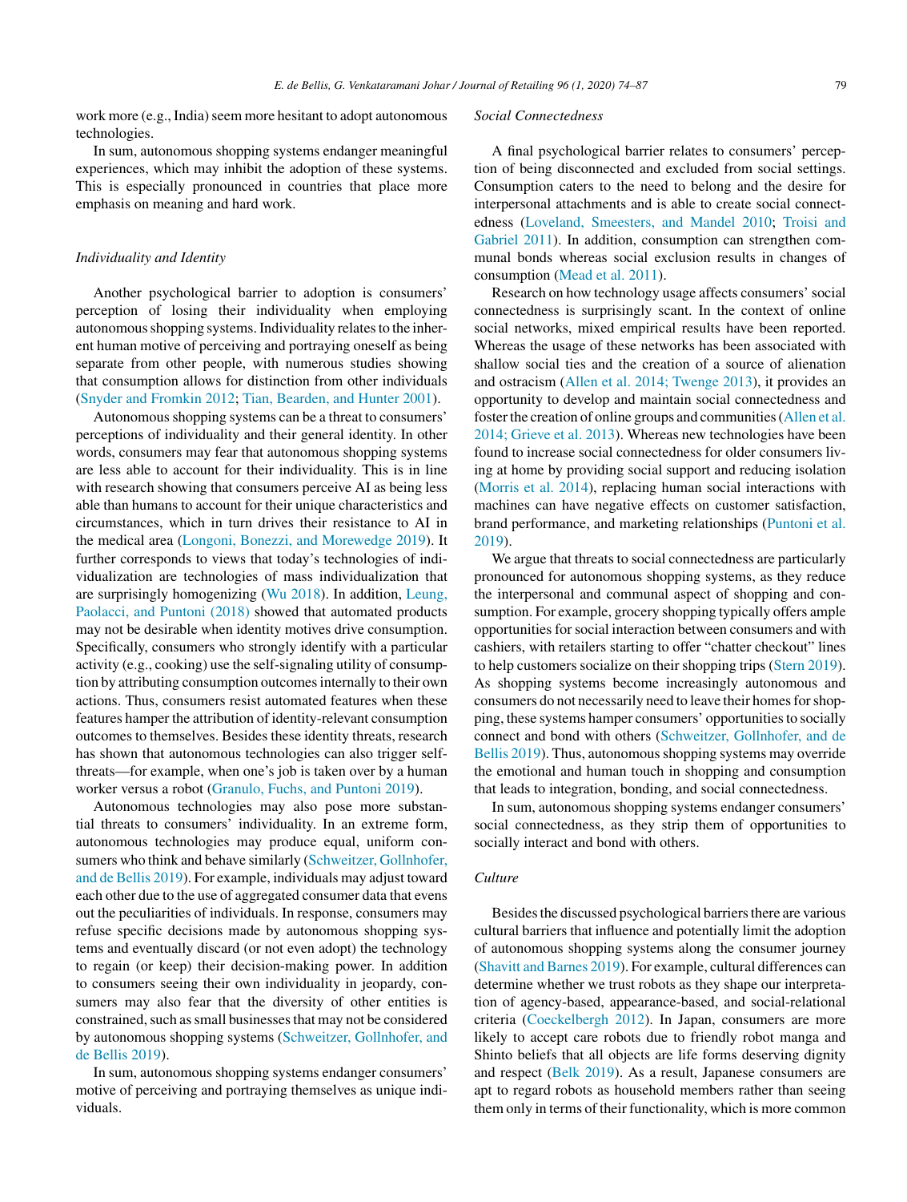work more (e.g., India) seem more hesitant to adopt autonomous technologies.

In sum, autonomous shopping systems endanger meaningful experiences, which may inhibit the adoption of these systems. This is especially pronounced in countries that place more emphasis on meaning and hard work.

### *Individuality and Identity*

Another psychological barrier to adoption is consumers' perception of losing their individuality when employing autonomous shopping systems. Individuality relates to the inherent human motive of perceiving and portraying oneself as being separate from other people, with numerous studies showing that consumption allows for distinction from other individuals (Snyder and Fromkin 2012; Tian, Bearden, and Hunter 2001).

Autonomous shopping systems can be a threat to consumers' perceptions of individuality and their general identity. In other words, consumers may fear that autonomous shopping systems are less able to account for their individuality. This is in line with research showing that consumers perceive AI as being less able than humans to account for their unique characteristics and circumstances, which in turn drives their resistance to AI in the medical area (Longoni, Bonezzi, and Morewedge 2019). It further corresponds to views that today's technologies of individualization are technologies of mass individualization that are surprisingly homogenizing (Wu 2018). In addition, Leung, Paolacci, and Puntoni (2018) showed that automated products may not be desirable when identity motives drive consumption. Specifically, consumers who strongly identify with a particular activity (e.g., cooking) use the self-signaling utility of consumption by attributing consumption outcomes internally to their own actions. Thus, consumers resist automated features when these features hamper the attribution of identity-relevant consumption outcomes to themselves. Besides these identity threats, research has shown that autonomous technologies can also trigger self-threats—for example, when one's job is taken over by a human worker versus a robot (Granulo, Fuchs, and Puntoni 2019).

Autonomous technologies may also pose more substantial threats to consumers' individuality. In an extreme form, autonomous technologies may produce equal, uniform consumers who think and behave similarly (Schweitzer, Gollnhofer, and de Bellis 2019). For example, individuals may adjust toward each other due to the use of aggregated consumer data that evens out the peculiarities of individuals. In response, consumers may refuse specific decisions made by autonomous shopping systems and eventually discard (or not even adopt) the technology to regain (or keep) their decision-making power. In addition to consumers seeing their own individuality in jeopardy, consumers may also fear that the diversity of other entities is constrained, such as small businesses that may not be considered by autonomous shopping systems (Schweitzer, Gollnhofer, and de Bellis 2019).

In sum, autonomous shopping systems endanger consumers' motive of perceiving and portraying themselves as unique individuals.

### *Social Connectedness*

A final psychological barrier relates to consumers' perception of being disconnected and excluded from social settings. Consumption caters to the need to belong and the desire for interpersonal attachments and is able to create social connectedness (Loveland, Smeesters, and Mandel 2010; Troisi and Gabriel 2011). In addition, consumption can strengthen communal bonds whereas social exclusion results in changes of consumption (Mead et al. 2011).

Research on how technology usage affects consumers' social connectedness is surprisingly scant. In the context of online social networks, mixed empirical results have been reported. Whereas the usage of these networks has been associated with shallow social ties and the creation of a source of alienation and ostracism (Allen et al. 2014; Twenge 2013), it provides an opportunity to develop and maintain social connectedness and foster the creation of online groups and communities (Allen et al. 2014; Grieve et al. 2013). Whereas new technologies have been found to increase social connectedness for older consumers living at home by providing social support and reducing isolation (Morris et al. 2014), replacing human social interactions with machines can have negative effects on customer satisfaction, brand performance, and marketing relationships (Puntoni et al. 2019).

We argue that threats to social connectedness are particularly pronounced for autonomous shopping systems, as they reduce the interpersonal and communal aspect of shopping and consumption. For example, grocery shopping typically offers ample opportunities for social interaction between consumers and with cashiers, with retailers starting to offer "chatter checkout" lines to help customers socialize on their shopping trips (Stern 2019). As shopping systems become increasingly autonomous and consumers do not necessarily need to leave their homes for shopping, these systems hamper consumers' opportunities to socially connect and bond with others (Schweitzer, Gollnhofer, and de Bellis 2019). Thus, autonomous shopping systems may override the emotional and human touch in shopping and consumption that leads to integration, bonding, and social connectedness.

In sum, autonomous shopping systems endanger consumers' social connectedness, as they strip them of opportunities to socially interact and bond with others.

### *Culture*

Besides the discussed psychological barriers there are various cultural barriers that influence and potentially limit the adoption of autonomous shopping systems along the consumer journey (Shavitt and Barnes 2019). For example, cultural differences can determine whether we trust robots as they shape our interpretation of agency-based, appearance-based, and social-relational criteria (Coeckelbergh 2012). In Japan, consumers are more likely to accept care robots due to friendly robot manga and Shinto beliefs that all objects are life forms deserving dignity and respect (Belk 2019). As a result, Japanese consumers are apt to regard robots as household members rather than seeing them only in terms of their functionality, which is more common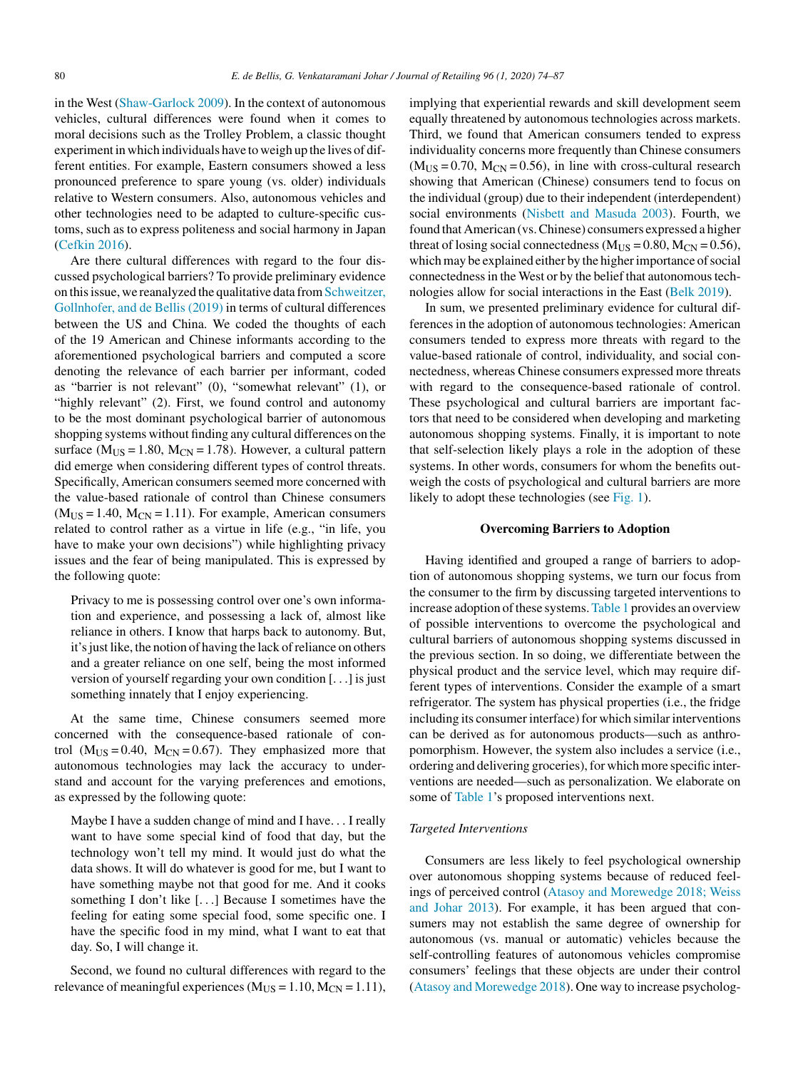in the West (Shaw-Garlock 2009). In the context of autonomous vehicles, cultural differences were found when it comes to moral decisions such as the Trolley Problem, a classic thought experiment in which individuals have to weigh up the lives of different entities. For example, Eastern consumers showed a less pronounced preference to spare young (vs. older) individuals relative to Western consumers. Also, autonomous vehicles and other technologies need to be adapted to culture-specific customs, such as to express politeness and social harmony in Japan (Cefkin 2016).

Are there cultural differences with regard to the four discussed psychological barriers? To provide preliminary evidence on this issue, we reanalyzed the qualitative data from Schweitzer, Gollnhofer, and de Bellis (2019) in terms of cultural differences between the US and China. We coded the thoughts of each of the 19 American and Chinese informants according to the aforementioned psychological barriers and computed a score denoting the relevance of each barrier per informant, coded as "barrier is not relevant" (0), "somewhat relevant" (1), or "highly relevant" (2). First, we found control and autonomy to be the most dominant psychological barrier of autonomous shopping systems without finding any cultural differences on the surface ($M_{US} = 1.80$, $M_{CN} = 1.78$). However, a cultural pattern did emerge when considering different types of control threats. Specifically, American consumers seemed more concerned with the value-based rationale of control than Chinese consumers ($M_{US} = 1.40$, $M_{CN} = 1.11$). For example, American consumers related to control rather as a virtue in life (e.g., "in life, you have to make your own decisions") while highlighting privacy issues and the fear of being manipulated. This is expressed by the following quote:

> Privacy to me is possessing control over one's own information and experience, and possessing a lack of, almost like reliance in others. I know that harps back to autonomy. But, it's just like, the notion of having the lack of reliance on others and a greater reliance on one self, being the most informed version of yourself regarding your own condition [...] is just something innately that I enjoy experiencing.

At the same time, Chinese consumers seemed more concerned with the consequence-based rationale of control ($M_{US} = 0.40$, $M_{CN} = 0.67$). They emphasized more that autonomous technologies may lack the accuracy to understand and account for the varying preferences and emotions, as expressed by the following quote:

> Maybe I have a sudden change of mind and I have... I really want to have some special kind of food that day, but the technology won't tell my mind. It would just do what the data shows. It will do whatever is good for me, but I want to have something maybe not that good for me. And it cooks something I don't like [...] Because I sometimes have the feeling for eating some special food, some specific one. I have the specific food in my mind, what I want to eat that day. So, I will change it.

Second, we found no cultural differences with regard to the relevance of meaningful experiences ($M_{US} = 1.10$, $M_{CN} = 1.11$), implying that experiential rewards and skill development seem equally threatened by autonomous technologies across markets. Third, we found that American consumers tended to express individuality concerns more frequently than Chinese consumers ($M_{US} = 0.70$, $M_{CN} = 0.56$), in line with cross-cultural research showing that American (Chinese) consumers tend to focus on the individual (group) due to their independent (interdependent) social environments (Nisbett and Masuda 2003). Fourth, we found that American (vs. Chinese) consumers expressed a higher threat of losing social connectedness ($M_{US} = 0.80$, $M_{CN} = 0.56$), which may be explained either by the higher importance of social connectedness in the West or by the belief that autonomous technologies allow for social interactions in the East (Belk 2019).

In sum, we presented preliminary evidence for cultural differences in the adoption of autonomous technologies: American consumers tended to express more threats with regard to the value-based rationale of control, individuality, and social connectedness, whereas Chinese consumers expressed more threats with regard to the consequence-based rationale of control. These psychological and cultural barriers are important factors that need to be considered when developing and marketing autonomous shopping systems. Finally, it is important to note that self-selection likely plays a role in the adoption of these systems. In other words, consumers for whom the benefits outweigh the costs of psychological and cultural barriers are more likely to adopt these technologies (see Fig. 1).

## Overcoming Barriers to Adoption

Having identified and grouped a range of barriers to adoption of autonomous shopping systems, we turn our focus from the consumer to the firm by discussing targeted interventions to increase adoption of these systems. Table 1 provides an overview of possible interventions to overcome the psychological and cultural barriers of autonomous shopping systems discussed in the previous section. In so doing, we differentiate between the physical product and the service level, which may require different types of interventions. Consider the example of a smart refrigerator. The system has physical properties (i.e., the fridge including its consumer interface) for which similar interventions can be derived as for autonomous products—such as anthropomorphism. However, the system also includes a service (i.e., ordering and delivering groceries), for which more specific interventions are needed—such as personalization. We elaborate on some of Table 1's proposed interventions next.

### *Targeted Interventions*

Consumers are less likely to feel psychological ownership over autonomous shopping systems because of reduced feelings of perceived control (Atasoy and Morewedge 2018; Weiss and Johar 2013). For example, it has been argued that consumers may not establish the same degree of ownership for autonomous (vs. manual or automatic) vehicles because the self-controlling features of autonomous vehicles compromise consumers' feelings that these objects are under their control (Atasoy and Morewedge 2018). One way to increase psycholog-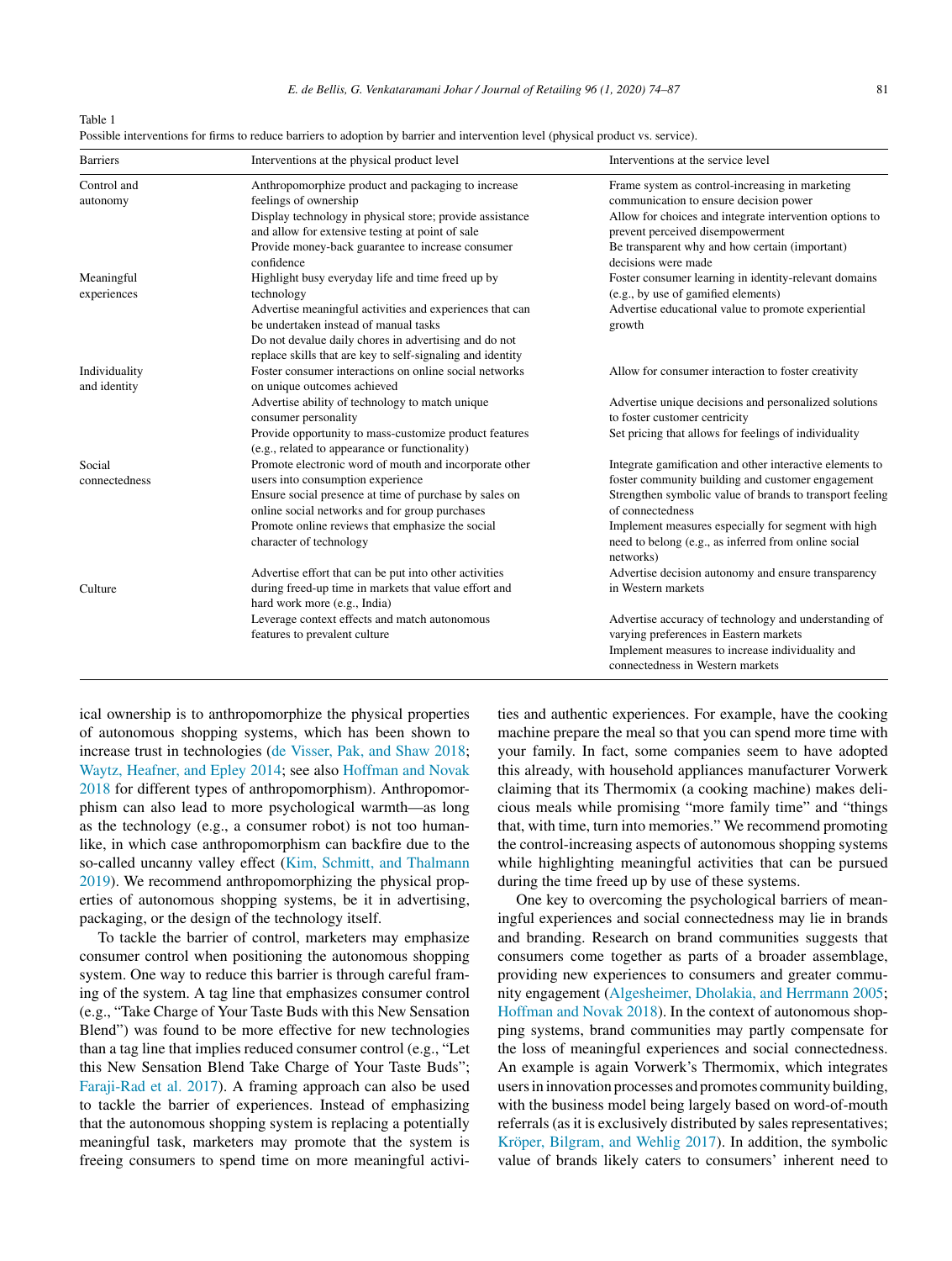Table 1
Possible interventions for firms to reduce barriers to adoption by barrier and intervention level (physical product vs. service).

| Barriers | Interventions at the physical product level | Interventions at the service level |
|---|---|---|
| Control and autonomy | Anthropomorphize product and packaging to increase feelings of ownership | Frame system as control-increasing in marketing communication to ensure decision power |
| | Display technology in physical store; provide assistance and allow for extensive testing at point of sale | Allow for choices and integrate intervention options to prevent perceived disempowerment |
| | Provide money-back guarantee to increase consumer confidence | Be transparent why and how certain (important) decisions were made |
| Meaningful experiences | Highlight busy everyday life and time freed up by technology | Foster consumer learning in identity-relevant domains (e.g., by use of gamified elements) |
| | Advertise meaningful activities and experiences that can be undertaken instead of manual tasks | Advertise educational value to promote experiential growth |
| | Do not devalue daily chores in advertising and do not replace skills that are key to self-signaling and identity | |
| Individuality and identity | Foster consumer interactions on online social networks on unique outcomes achieved | Allow for consumer interaction to foster creativity |
| | Advertise ability of technology to match unique consumer personality | Advertise unique decisions and personalized solutions to foster customer centricity |
| | Provide opportunity to mass-customize product features (e.g., related to appearance or functionality) | Set pricing that allows for feelings of individuality |
| Social connectedness | Promote electronic word of mouth and incorporate other users into consumption experience | Integrate gamification and other interactive elements to foster community building and customer engagement |
| | Ensure social presence at time of purchase by sales on online social networks and for group purchases | Strengthen symbolic value of brands to transport feeling of connectedness |
| | Promote online reviews that emphasize the social character of technology | Implement measures especially for segment with high need to belong (e.g., as inferred from online social networks) |
| Culture | Advertise effort that can be put into other activities during freed-up time in markets that value effort and hard work more (e.g., India) | Advertise decision autonomy and ensure transparency in Western markets |
| | Leverage context effects and match autonomous features to prevalent culture | Advertise accuracy of technology and understanding of varying preferences in Eastern markets |
| | | Implement measures to increase individuality and connectedness in Western markets |

ical ownership is to anthropomorphize the physical properties of autonomous shopping systems, which has been shown to increase trust in technologies (de Visser, Pak, and Shaw 2018; Waytz, Heafner, and Epley 2014; see also Hoffman and Novak 2018 for different types of anthropomorphism). Anthropomorphism can also lead to more psychological warmth—as long as the technology (e.g., a consumer robot) is not too human-like, in which case anthropomorphism can backfire due to the so-called uncanny valley effect (Kim, Schmitt, and Thalmann 2019). We recommend anthropomorphizing the physical properties of autonomous shopping systems, be it in advertising, packaging, or the design of the technology itself.

To tackle the barrier of control, marketers may emphasize consumer control when positioning the autonomous shopping system. One way to reduce this barrier is through careful framing of the system. A tag line that emphasizes consumer control (e.g., "Take Charge of Your Taste Buds with this New Sensation Blend") was found to be more effective for new technologies than a tag line that implies reduced consumer control (e.g., "Let this New Sensation Blend Take Charge of Your Taste Buds"; Faraji-Rad et al. 2017). A framing approach can also be used to tackle the barrier of experiences. Instead of emphasizing that the autonomous shopping system is replacing a potentially meaningful task, marketers may promote that the system is freeing consumers to spend time on more meaningful activities and authentic experiences. For example, have the cooking machine prepare the meal so that you can spend more time with your family. In fact, some companies seem to have adopted this already, with household appliances manufacturer Vorwerk claiming that its Thermomix (a cooking machine) makes delicious meals while promising "more family time" and "things that, with time, turn into memories." We recommend promoting the control-increasing aspects of autonomous shopping systems while highlighting meaningful activities that can be pursued during the time freed up by use of these systems.

One key to overcoming the psychological barriers of meaningful experiences and social connectedness may lie in brands and branding. Research on brand communities suggests that consumers come together as parts of a broader assemblage, providing new experiences to consumers and greater community engagement (Algesheimer, Dholakia, and Herrmann 2005; Hoffman and Novak 2018). In the context of autonomous shopping systems, brand communities may partly compensate for the loss of meaningful experiences and social connectedness. An example is again Vorwerk's Thermomix, which integrates users in innovation processes and promotes community building, with the business model being largely based on word-of-mouth referrals (as it is exclusively distributed by sales representatives; Kröper, Bilgram, and Wehlig 2017). In addition, the symbolic value of brands likely caters to consumers' inherent need to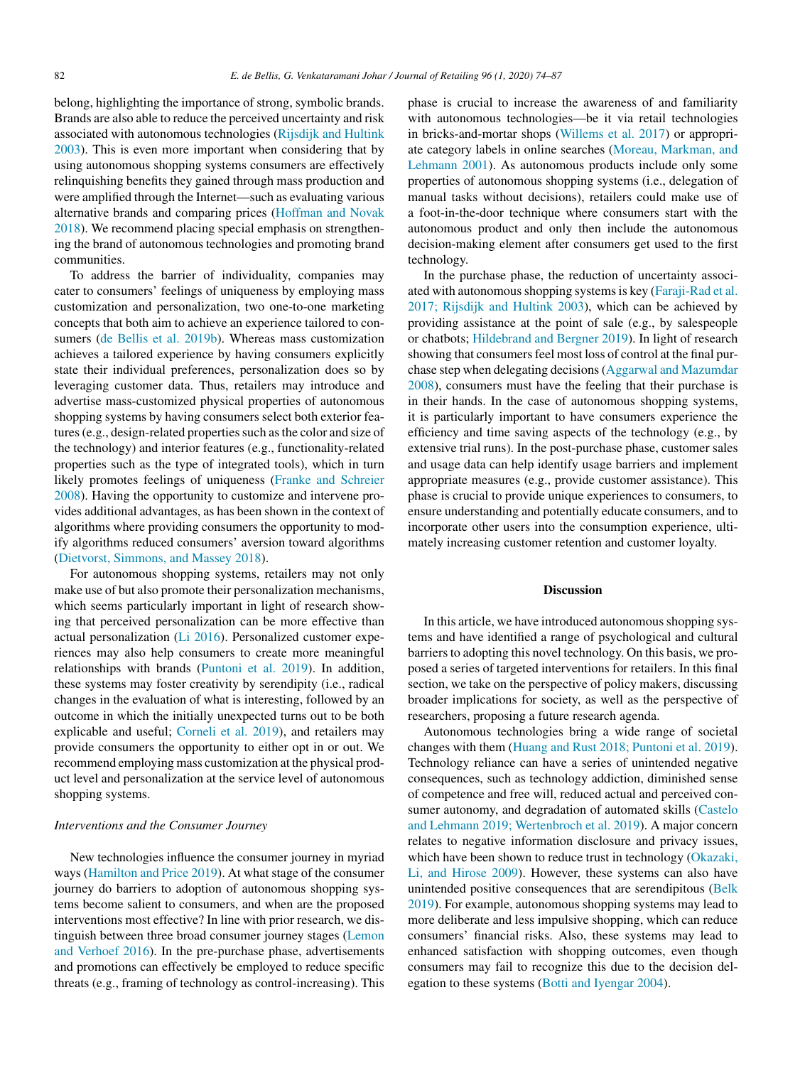belong, highlighting the importance of strong, symbolic brands. Brands are also able to reduce the perceived uncertainty and risk associated with autonomous technologies (Rijsdijk and Hultink 2003). This is even more important when considering that by using autonomous shopping systems consumers are effectively relinquishing benefits they gained through mass production and were amplified through the Internet—such as evaluating various alternative brands and comparing prices (Hoffman and Novak 2018). We recommend placing special emphasis on strengthening the brand of autonomous technologies and promoting brand communities.

To address the barrier of individuality, companies may cater to consumers' feelings of uniqueness by employing mass customization and personalization, two one-to-one marketing concepts that both aim to achieve an experience tailored to consumers (de Bellis et al. 2019b). Whereas mass customization achieves a tailored experience by having consumers explicitly state their individual preferences, personalization does so by leveraging customer data. Thus, retailers may introduce and advertise mass-customized physical properties of autonomous shopping systems by having consumers select both exterior features (e.g., design-related properties such as the color and size of the technology) and interior features (e.g., functionality-related properties such as the type of integrated tools), which in turn likely promotes feelings of uniqueness (Franke and Schreier 2008). Having the opportunity to customize and intervene provides additional advantages, as has been shown in the context of algorithms where providing consumers the opportunity to modify algorithms reduced consumers' aversion toward algorithms (Dietvorst, Simmons, and Massey 2018).

For autonomous shopping systems, retailers may not only make use of but also promote their personalization mechanisms, which seems particularly important in light of research showing that perceived personalization can be more effective than actual personalization (Li 2016). Personalized customer experiences may also help consumers to create more meaningful relationships with brands (Puntoni et al. 2019). In addition, these systems may foster creativity by serendipity (i.e., radical changes in the evaluation of what is interesting, followed by an outcome in which the initially unexpected turns out to be both explicable and useful; Corneli et al. 2019), and retailers may provide consumers the opportunity to either opt in or out. We recommend employing mass customization at the physical product level and personalization at the service level of autonomous shopping systems.

### *Interventions and the Consumer Journey*

New technologies influence the consumer journey in myriad ways (Hamilton and Price 2019). At what stage of the consumer journey do barriers to adoption of autonomous shopping systems become salient to consumers, and when are the proposed interventions most effective? In line with prior research, we distinguish between three broad consumer journey stages (Lemon and Verhoef 2016). In the pre-purchase phase, advertisements and promotions can effectively be employed to reduce specific threats (e.g., framing of technology as control-increasing). This phase is crucial to increase the awareness of and familiarity with autonomous technologies—be it via retail technologies in bricks-and-mortar shops (Willems et al. 2017) or appropriate category labels in online searches (Moreau, Markman, and Lehmann 2001). As autonomous products include only some properties of autonomous shopping systems (i.e., delegation of manual tasks without decisions), retailers could make use of a foot-in-the-door technique where consumers start with the autonomous product and only then include the autonomous decision-making element after consumers get used to the first technology.

In the purchase phase, the reduction of uncertainty associated with autonomous shopping systems is key (Faraji-Rad et al. 2017; Rijsdijk and Hultink 2003), which can be achieved by providing assistance at the point of sale (e.g., by salespeople or chatbots; Hildebrand and Bergner 2019). In light of research showing that consumers feel most loss of control at the final purchase step when delegating decisions (Aggarwal and Mazumdar 2008), consumers must have the feeling that their purchase is in their hands. In the case of autonomous shopping systems, it is particularly important to have consumers experience the efficiency and time saving aspects of the technology (e.g., by extensive trial runs). In the post-purchase phase, customer sales and usage data can help identify usage barriers and implement appropriate measures (e.g., provide customer assistance). This phase is crucial to provide unique experiences to consumers, to ensure understanding and potentially educate consumers, and to incorporate other users into the consumption experience, ultimately increasing customer retention and customer loyalty.

## Discussion

In this article, we have introduced autonomous shopping systems and have identified a range of psychological and cultural barriers to adopting this novel technology. On this basis, we proposed a series of targeted interventions for retailers. In this final section, we take on the perspective of policy makers, discussing broader implications for society, as well as the perspective of researchers, proposing a future research agenda.

Autonomous technologies bring a wide range of societal changes with them (Huang and Rust 2018; Puntoni et al. 2019). Technology reliance can have a series of unintended negative consequences, such as technology addiction, diminished sense of competence and free will, reduced actual and perceived consumer autonomy, and degradation of automated skills (Castelo and Lehmann 2019; Wertenbroch et al. 2019). A major concern relates to negative information disclosure and privacy issues, which have been shown to reduce trust in technology (Okazaki, Li, and Hirose 2009). However, these systems can also have unintended positive consequences that are serendipitous (Belk 2019). For example, autonomous shopping systems may lead to more deliberate and less impulsive shopping, which can reduce consumers' financial risks. Also, these systems may lead to enhanced satisfaction with shopping outcomes, even though consumers may fail to recognize this due to the decision delegation to these systems (Botti and Iyengar 2004).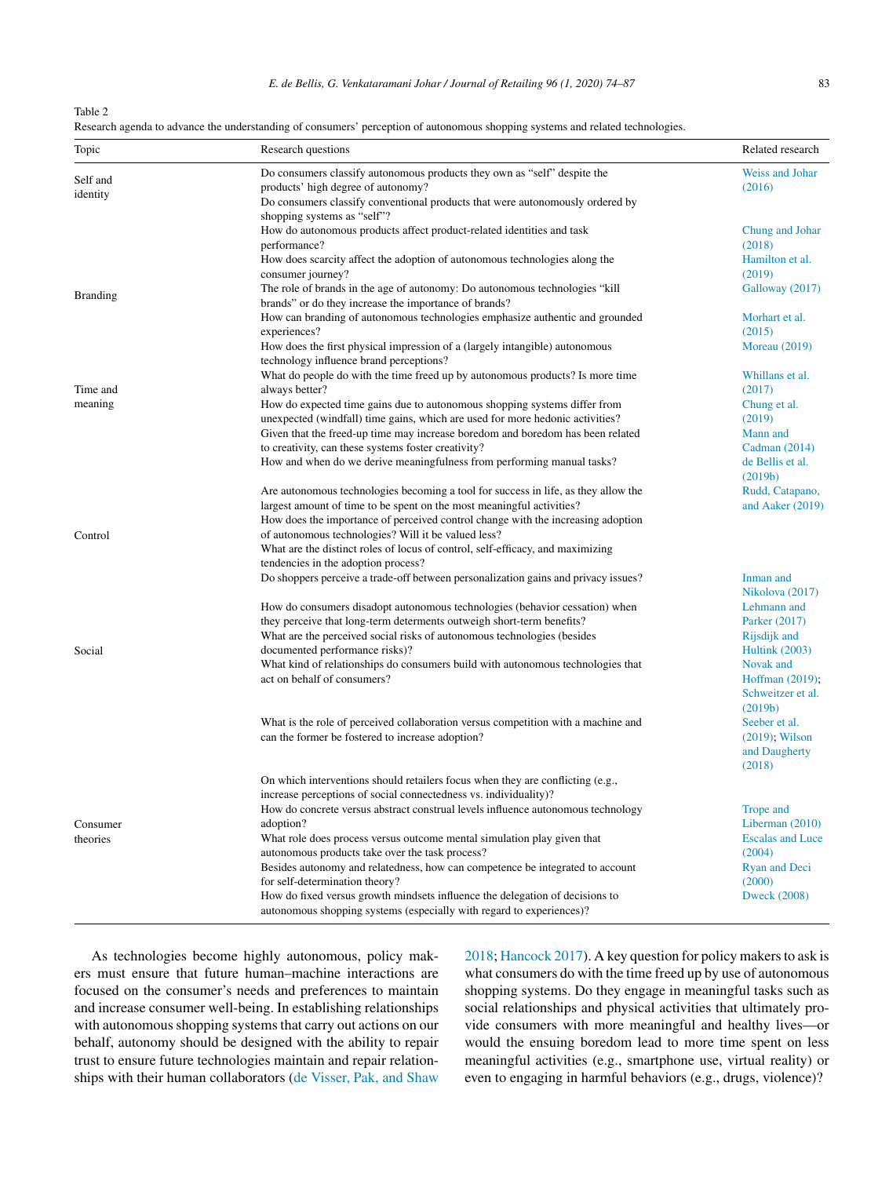Table 2
Research agenda to advance the understanding of consumers' perception of autonomous shopping systems and related technologies.

| Topic | Research questions | Related research |
|---|---|---|
| Self and identity | Do consumers classify autonomous products they own as "self" despite the products' high degree of autonomy? | Weiss and Johar (2016) |
| | Do consumers classify conventional products that were autonomously ordered by shopping systems as "self"? | |
| | How do autonomous products affect product-related identities and task performance? | Chung and Johar (2018) |
| | How does scarcity affect the adoption of autonomous technologies along the consumer journey? | Hamilton et al. (2019) |
| Branding | The role of brands in the age of autonomy: Do autonomous technologies "kill brands" or do they increase the importance of brands? | Galloway (2017) |
| | How can branding of autonomous technologies emphasize authentic and grounded experiences? | Morhart et al. (2015) |
| | How does the first physical impression of a (largely intangible) autonomous technology influence brand perceptions? | Moreau (2019) |
| Time and meaning | What do people do with the time freed up by autonomous products? Is more time always better? | Whillans et al. (2017) |
| | How do expected time gains due to autonomous shopping systems differ from unexpected (windfall) time gains, which are used for more hedonic activities? | Chung et al. (2019) |
| | Given that the freed-up time may increase boredom and boredom has been related to creativity, can these systems foster creativity? | Mann and Cadman (2014) |
| | How and when do we derive meaningfulness from performing manual tasks? | de Bellis et al. (2019b) |
| | Are autonomous technologies becoming a tool for success in life, as they allow the largest amount of time to be spent on the most meaningful activities? | Rudd, Catapano, and Aaker (2019) |
| Control | How does the importance of perceived control change with the increasing adoption of autonomous technologies? Will it be valued less? | |
| | What are the distinct roles of locus of control, self-efficacy, and maximizing tendencies in the adoption process? | |
| | Do shoppers perceive a trade-off between personalization gains and privacy issues? | Inman and Nikolova (2017) |
| | How do consumers disadopt autonomous technologies (behavior cessation) when they perceive that long-term determents outweigh short-term benefits? | Lehmann and Parker (2017) |
| Social | What are the perceived social risks of autonomous technologies (besides documented performance risks)? | Rijsdijk and Hultink (2003) |
| | What kind of relationships do consumers build with autonomous technologies that act on behalf of consumers? | Novak and Hoffman (2019); Schweitzer et al. (2019b) |
| | What is the role of perceived collaboration versus competition with a machine and can the former be fostered to increase adoption? | Seeber et al. (2019); Wilson and Daugherty (2018) |
| | On which interventions should retailers focus when they are conflicting (e.g., increase perceptions of social connectedness vs. individuality)? | |
| Consumer theories | How do concrete versus abstract construal levels influence autonomous technology adoption? | Trope and Liberman (2010) |
| | What role does process versus outcome mental simulation play given that autonomous products take over the task process? | Escalas and Luce (2004) |
| | Besides autonomy and relatedness, how can competence be integrated to account for self-determination theory? | Ryan and Deci (2000) |
| | How do fixed versus growth mindsets influence the delegation of decisions to autonomous shopping systems (especially with regard to experiences)? | Dweck (2008) |

As technologies become highly autonomous, policy makers must ensure that future human–machine interactions are focused on the consumer's needs and preferences to maintain and increase consumer well-being. In establishing relationships with autonomous shopping systems that carry out actions on our behalf, autonomy should be designed with the ability to repair trust to ensure future technologies maintain and repair relationships with their human collaborators (de Visser, Pak, and Shaw 2018; Hancock 2017). A key question for policy makers to ask is what consumers do with the time freed up by use of autonomous shopping systems. Do they engage in meaningful tasks such as social relationships and physical activities that ultimately provide consumers with more meaningful and healthy lives—or would the ensuing boredom lead to more time spent on less meaningful activities (e.g., smartphone use, virtual reality) or even to engaging in harmful behaviors (e.g., drugs, violence)?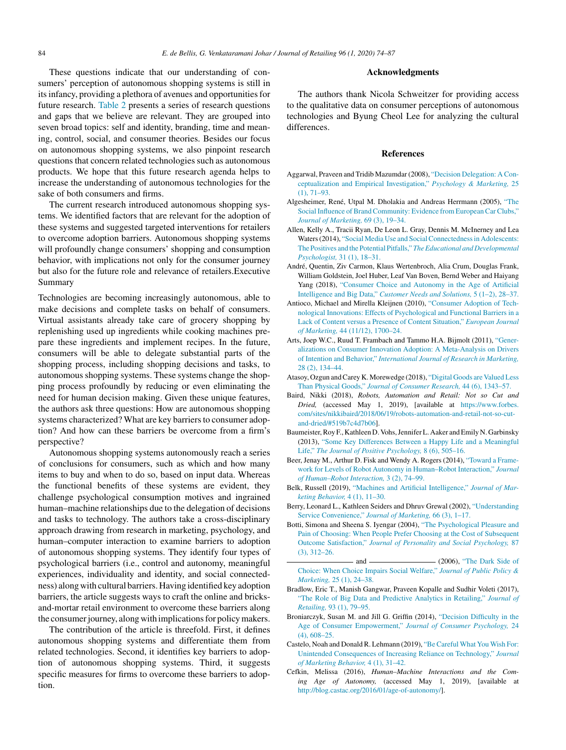These questions indicate that our understanding of consumers' perception of autonomous shopping systems is still in its infancy, providing a plethora of avenues and opportunities for future research. Table 2 presents a series of research questions and gaps that we believe are relevant. They are grouped into seven broad topics: self and identity, branding, time and meaning, control, social, and consumer theories. Besides our focus on autonomous shopping systems, we also pinpoint research questions that concern related technologies such as autonomous products. We hope that this future research agenda helps to increase the understanding of autonomous technologies for the sake of both consumers and firms.

The current research introduced autonomous shopping systems. We identified factors that are relevant for the adoption of these systems and suggested targeted interventions for retailers to overcome adoption barriers. Autonomous shopping systems will profoundly change consumers' shopping and consumption behavior, with implications not only for the consumer journey but also for the future role and relevance of retailers.Executive Summary

Technologies are becoming increasingly autonomous, able to make decisions and complete tasks on behalf of consumers. Virtual assistants already take care of grocery shopping by replenishing used up ingredients while cooking machines prepare these ingredients and implement recipes. In the future, consumers will be able to delegate substantial parts of the shopping process, including shopping decisions and tasks, to autonomous shopping systems. These systems change the shopping process profoundly by reducing or even eliminating the need for human decision making. Given these unique features, the authors ask three questions: How are autonomous shopping systems characterized? What are key barriers to consumer adoption? And how can these barriers be overcome from a firm's perspective?

Autonomous shopping systems autonomously reach a series of conclusions for consumers, such as which and how many items to buy and when to do so, based on input data. Whereas the functional benefits of these systems are evident, they challenge psychological consumption motives and ingrained human–machine relationships due to the delegation of decisions and tasks to technology. The authors take a cross-disciplinary approach drawing from research in marketing, psychology, and human–computer interaction to examine barriers to adoption of autonomous shopping systems. They identify four types of psychological barriers (i.e., control and autonomy, meaningful experiences, individuality and identity, and social connectedness) along with cultural barriers. Having identified key adoption barriers, the article suggests ways to craft the online and bricks-and-mortar retail environment to overcome these barriers along the consumer journey, along with implications for policy makers.

The contribution of the article is threefold. First, it defines autonomous shopping systems and differentiate them from related technologies. Second, it identifies key barriers to adoption of autonomous shopping systems. Third, it suggests specific measures for firms to overcome these barriers to adoption.

## Acknowledgments

The authors thank Nicola Schweitzer for providing access to the qualitative data on consumer perceptions of autonomous technologies and Byung Cheol Lee for analyzing the cultural differences.

## References

Aggarwal, Praveen and Tridib Mazumdar (2008), "Decision Delegation: A Conceptualization and Empirical Investigation," *Psychology & Marketing,* 25 (1), 71–93.

Algesheimer, René, Utpal M. Dholakia and Andreas Herrmann (2005), "The Social Influence of Brand Community: Evidence from European Car Clubs," *Journal of Marketing,* 69 (3), 19–34.

Allen, Kelly A., Tracii Ryan, De Leon L. Gray, Dennis M. McInerney and Lea Waters (2014), "Social Media Use and Social Connectedness in Adolescents: The Positives and the Potential Pitfalls," *The Educational and Developmental Psychologist,* 31 (1), 18–31.

André, Quentin, Ziv Carmon, Klaus Wertenbroch, Alia Crum, Douglas Frank, William Goldstein, Joel Huber, Leaf Van Boven, Bernd Weber and Haiyang Yang (2018), "Consumer Choice and Autonomy in the Age of Artificial Intelligence and Big Data," *Customer Needs and Solutions,* 5 (1–2), 28–37.

Antioco, Michael and Mirella Kleijnen (2010), "Consumer Adoption of Technological Innovations: Effects of Psychological and Functional Barriers in a Lack of Content versus a Presence of Content Situation," *European Journal of Marketing,* 44 (11/12), 1700–24.

Arts, Joep W.C., Ruud T. Frambach and Tammo H.A. Bijmolt (2011), "Generalizations on Consumer Innovation Adoption: A Meta-Analysis on Drivers of Intention and Behavior," *International Journal of Research in Marketing,* 28 (2), 134–44.

Atasoy, Ozgun and Carey K. Morewedge (2018), "Digital Goods are Valued Less Than Physical Goods," *Journal of Consumer Research,* 44 (6), 1343–57.

Baird, Nikki (2018), *Robots, Automation and Retail: Not so Cut and Dried,* (accessed May 1, 2019), [available at https://www.forbes.com/sites/nikkibaird/2018/06/19/robots-automation-and-retail-not-so-cut-and-dried/#519b7c4d7b06].

Baumeister, Roy F., Kathleen D. Vohs, Jennifer L. Aaker and Emily N. Garbinsky (2013), "Some Key Differences Between a Happy Life and a Meaningful Life," *The Journal of Positive Psychology,* 8 (6), 505–16.

Beer, Jenay M., Arthur D. Fisk and Wendy A. Rogers (2014), "Toward a Framework for Levels of Robot Autonomy in Human–Robot Interaction," *Journal of Human–Robot Interaction,* 3 (2), 74–99.

Belk, Russell (2019), "Machines and Artificial Intelligence," *Journal of Marketing Behavior,* 4 (1), 11–30.

Berry, Leonard L., Kathleen Seiders and Dhruv Grewal (2002), "Understanding Service Convenience," *Journal of Marketing,* 66 (3), 1–17.

Botti, Simona and Sheena S. Iyengar (2004), "The Psychological Pleasure and Pain of Choosing: When People Prefer Choosing at the Cost of Subsequent Outcome Satisfaction," *Journal of Personality and Social Psychology,* 87 (3), 312–26.

——— and ——— (2006), "The Dark Side of Choice: When Choice Impairs Social Welfare," *Journal of Public Policy & Marketing,* 25 (1), 24–38.

Bradlow, Eric T., Manish Gangwar, Praveen Kopalle and Sudhir Voleti (2017), "The Role of Big Data and Predictive Analytics in Retailing," *Journal of Retailing,* 93 (1), 79–95.

Broniarczyk, Susan M. and Jill G. Griffin (2014), "Decision Difficulty in the Age of Consumer Empowerment," *Journal of Consumer Psychology,* 24 (4), 608–25.

Castelo, Noah and Donald R. Lehmann (2019), "Be Careful What You Wish For: Unintended Consequences of Increasing Reliance on Technology," *Journal of Marketing Behavior,* 4 (1), 31–42.

Cefkin, Melissa (2016), *Human–Machine Interactions and the Coming Age of Autonomy,* (accessed May 1, 2019), [available at http://blog.castac.org/2016/01/age-of-autonomy/].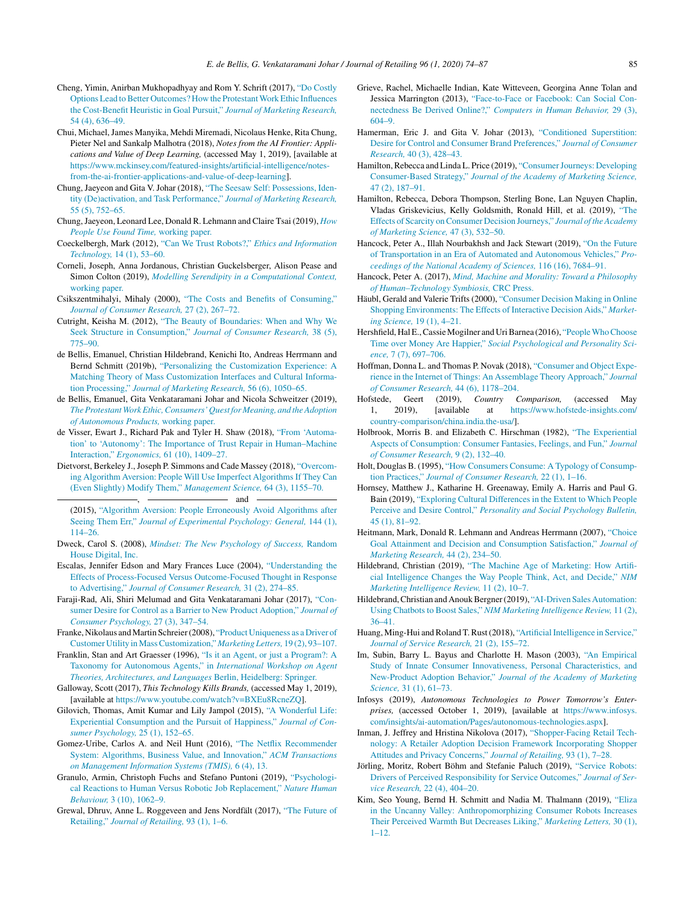Cheng, Yimin, Anirban Mukhopadhyay and Rom Y. Schrift (2017), "Do Costly Options Lead to Better Outcomes? How the Protestant Work Ethic Influences the Cost-Benefit Heuristic in Goal Pursuit," *Journal of Marketing Research,* 54 (4), 636–49.

Chui, Michael, James Manyika, Mehdi Miremadi, Nicolaus Henke, Rita Chung, Pieter Nel and Sankalp Malhotra (2018), *Notes from the AI Frontier: Applications and Value of Deep Learning,* (accessed May 1, 2019), [available at https://www.mckinsey.com/featured-insights/artificial-intelligence/notes-from-the-ai-frontier-applications-and-value-of-deep-learning].

Chung, Jaeyeon and Gita V. Johar (2018), "The Seesaw Self: Possessions, Identity (De)activation, and Task Performance," *Journal of Marketing Research,* 55 (5), 752–65.

Chung, Jaeyeon, Leonard Lee, Donald R. Lehmann and Claire Tsai (2019), *How People Use Found Time,* working paper.

Coeckelbergh, Mark (2012), "Can We Trust Robots?," *Ethics and Information Technology,* 14 (1), 53–60.

Corneli, Joseph, Anna Jordanous, Christian Guckelsberger, Alison Pease and Simon Colton (2019), *Modelling Serendipity in a Computational Context,* working paper.

Csikszentmihalyi, Mihaly (2000), "The Costs and Benefits of Consuming," *Journal of Consumer Research,* 27 (2), 267–72.

Cutright, Keisha M. (2012), "The Beauty of Boundaries: When and Why We Seek Structure in Consumption," *Journal of Consumer Research,* 38 (5), 775–90.

de Bellis, Emanuel, Christian Hildebrand, Kenichi Ito, Andreas Herrmann and Bernd Schmitt (2019b), "Personalizing the Customization Experience: A Matching Theory of Mass Customization Interfaces and Cultural Information Processing," *Journal of Marketing Research,* 56 (6), 1050–65.

de Bellis, Emanuel, Gita Venkataramani Johar and Nicola Schweitzer (2019), *The Protestant Work Ethic, Consumers' Quest for Meaning, and the Adoption of Autonomous Products,* working paper.

de Visser, Ewart J., Richard Pak and Tyler H. Shaw (2018), "From 'Automation' to 'Autonomy': The Importance of Trust Repair in Human–Machine Interaction," *Ergonomics,* 61 (10), 1409–27.

Dietvorst, Berkeley J., Joseph P. Simmons and Cade Massey (2018), "Overcoming Algorithm Aversion: People Will Use Imperfect Algorithms If They Can (Even Slightly) Modify Them," *Management Science,* 64 (3), 1155–70.

———, ——— and ——— (2015), "Algorithm Aversion: People Erroneously Avoid Algorithms after Seeing Them Err," *Journal of Experimental Psychology: General,* 144 (1), 114–26.

Dweck, Carol S. (2008), *Mindset: The New Psychology of Success,* Random House Digital, Inc.

Escalas, Jennifer Edson and Mary Frances Luce (2004), "Understanding the Effects of Process-Focused Versus Outcome-Focused Thought in Response to Advertising," *Journal of Consumer Research,* 31 (2), 274–85.

Faraji-Rad, Ali, Shiri Melumad and Gita Venkataramani Johar (2017), "Consumer Desire for Control as a Barrier to New Product Adoption," *Journal of Consumer Psychology,* 27 (3), 347–54.

Franke, Nikolaus and Martin Schreier (2008), "Product Uniqueness as a Driver of Customer Utility in Mass Customization," *Marketing Letters,* 19 (2), 93–107.

Franklin, Stan and Art Graesser (1996), "Is it an Agent, or just a Program?: A Taxonomy for Autonomous Agents," in *International Workshop on Agent Theories, Architectures, and Languages* Berlin, Heidelberg: Springer.

Galloway, Scott (2017), *This Technology Kills Brands,* (accessed May 1, 2019), [available at https://www.youtube.com/watch?v=BXEu8RcneZQ].

Gilovich, Thomas, Amit Kumar and Lily Jampol (2015), "A Wonderful Life: Experiential Consumption and the Pursuit of Happiness," *Journal of Consumer Psychology,* 25 (1), 152–65.

Gomez-Uribe, Carlos A. and Neil Hunt (2016), "The Netflix Recommender System: Algorithms, Business Value, and Innovation," *ACM Transactions on Management Information Systems (TMIS),* 6 (4), 13.

Granulo, Armin, Christoph Fuchs and Stefano Puntoni (2019), "Psychological Reactions to Human Versus Robotic Job Replacement," *Nature Human Behaviour,* 3 (10), 1062–9.

Grewal, Dhruv, Anne L. Roggeveen and Jens Nordfält (2017), "The Future of Retailing," *Journal of Retailing,* 93 (1), 1–6.

Grieve, Rachel, Michaelle Indian, Kate Witteveen, Georgina Anne Tolan and Jessica Marrington (2013), "Face-to-Face or Facebook: Can Social Connectedness Be Derived Online?," *Computers in Human Behavior,* 29 (3), 604–9.

Hamerman, Eric J. and Gita V. Johar (2013), "Conditioned Superstition: Desire for Control and Consumer Brand Preferences," *Journal of Consumer Research,* 40 (3), 428–43.

Hamilton, Rebecca and Linda L. Price (2019), "Consumer Journeys: Developing Consumer-Based Strategy," *Journal of the Academy of Marketing Science,* 47 (2), 187–91.

Hamilton, Rebecca, Debora Thompson, Sterling Bone, Lan Nguyen Chaplin, Vladas Griskevicius, Kelly Goldsmith, Ronald Hill, et al. (2019), "The Effects of Scarcity on Consumer Decision Journeys," *Journal of the Academy of Marketing Science,* 47 (3), 532–50.

Hancock, Peter A., Illah Nourbakhsh and Jack Stewart (2019), "On the Future of Transportation in an Era of Automated and Autonomous Vehicles," *Proceedings of the National Academy of Sciences,* 116 (16), 7684–91.

Hancock, Peter A. (2017), *Mind, Machine and Morality: Toward a Philosophy of Human–Technology Symbiosis,* CRC Press.

Häubl, Gerald and Valerie Trifts (2000), "Consumer Decision Making in Online Shopping Environments: The Effects of Interactive Decision Aids," *Marketing Science,* 19 (1), 4–21.

Hershfield, Hal E., Cassie Mogilner and Uri Barnea (2016), "People Who Choose Time over Money Are Happier," *Social Psychological and Personality Science,* 7 (7), 697–706.

Hoffman, Donna L. and Thomas P. Novak (2018), "Consumer and Object Experience in the Internet of Things: An Assemblage Theory Approach," *Journal of Consumer Research,* 44 (6), 1178–204.

Hofstede, Geert (2019), *Country Comparison,* (accessed May 1, 2019), [available at https://www.hofstede-insights.com/country-comparison/china.india.the-usa/].

Holbrook, Morris B. and Elizabeth C. Hirschman (1982), "The Experiential Aspects of Consumption: Consumer Fantasies, Feelings, and Fun," *Journal of Consumer Research,* 9 (2), 132–40.

Holt, Douglas B. (1995), "How Consumers Consume: A Typology of Consumption Practices," *Journal of Consumer Research,* 22 (1), 1–16.

Hornsey, Matthew J., Katharine H. Greenaway, Emily A. Harris and Paul G. Bain (2019), "Exploring Cultural Differences in the Extent to Which People Perceive and Desire Control," *Personality and Social Psychology Bulletin,* 45 (1), 81–92.

Heitmann, Mark, Donald R. Lehmann and Andreas Herrmann (2007), "Choice Goal Attainment and Decision and Consumption Satisfaction," *Journal of Marketing Research,* 44 (2), 234–50.

Hildebrand, Christian (2019), "The Machine Age of Marketing: How Artificial Intelligence Changes the Way People Think, Act, and Decide," *NIM Marketing Intelligence Review,* 11 (2), 10–7.

Hildebrand, Christian and Anouk Bergner (2019), "AI-Driven Sales Automation: Using Chatbots to Boost Sales," *NIM Marketing Intelligence Review,* 11 (2), 36–41.

Huang, Ming-Hui and Roland T. Rust (2018), "Artificial Intelligence in Service," *Journal of Service Research,* 21 (2), 155–72.

Im, Subin, Barry L. Bayus and Charlotte H. Mason (2003), "An Empirical Study of Innate Consumer Innovativeness, Personal Characteristics, and New-Product Adoption Behavior," *Journal of the Academy of Marketing Science,* 31 (1), 61–73.

Infosys (2019), *Autonomous Technologies to Power Tomorrow's Enterprises,* (accessed October 1, 2019), [available at https://www.infosys.com/insights/ai-automation/Pages/autonomous-technologies.aspx].

Inman, J. Jeffrey and Hristina Nikolova (2017), "Shopper-Facing Retail Technology: A Retailer Adoption Decision Framework Incorporating Shopper Attitudes and Privacy Concerns," *Journal of Retailing,* 93 (1), 7–28.

Jörling, Moritz, Robert Böhm and Stefanie Paluch (2019), "Service Robots: Drivers of Perceived Responsibility for Service Outcomes," *Journal of Service Research,* 22 (4), 404–20.

Kim, Seo Young, Bernd H. Schmitt and Nadia M. Thalmann (2019), "Eliza in the Uncanny Valley: Anthropomorphizing Consumer Robots Increases Their Perceived Warmth But Decreases Liking," *Marketing Letters,* 30 (1), 1–12.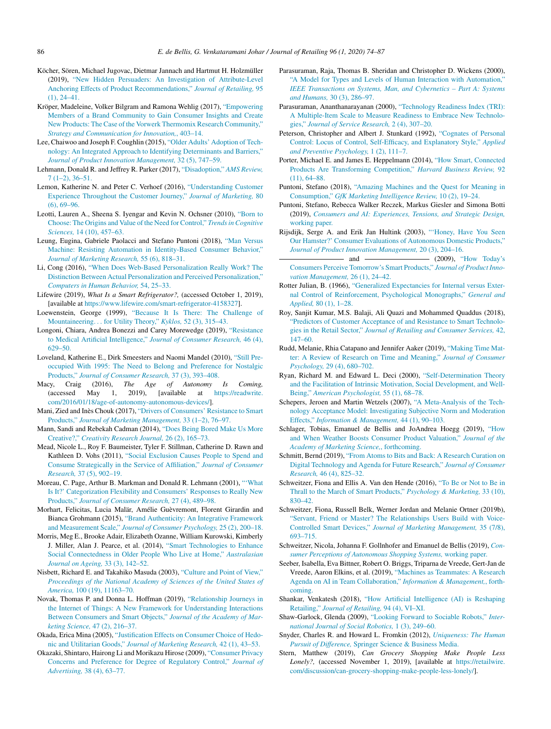Köcher, Sören, Michael Jugovac, Dietmar Jannach and Hartmut H. Holzmüller (2019), "New Hidden Persuaders: An Investigation of Attribute-Level Anchoring Effects of Product Recommendations," *Journal of Retailing,* 95 (1), 24–41.

Kröper, Madeleine, Volker Bilgram and Ramona Wehlig (2017), "Empowering Members of a Brand Community to Gain Consumer Insights and Create New Products: The Case of the Vorwerk Thermomix Research Community," *Strategy and Communication for Innovation,*, 403–14.

Lee, Chaiwoo and Joseph F. Coughlin (2015), "Older Adults' Adoption of Technology: An Integrated Approach to Identifying Determinants and Barriers," *Journal of Product Innovation Management,* 32 (5), 747–59.

Lehmann, Donald R. and Jeffrey R. Parker (2017), "Disadoption," *AMS Review,* 7 (1–2), 36–51.

Lemon, Katherine N. and Peter C. Verhoef (2016), "Understanding Customer Experience Throughout the Customer Journey," *Journal of Marketing,* 80 (6), 69–96.

Leotti, Lauren A., Sheena S. Iyengar and Kevin N. Ochsner (2010), "Born to Choose: The Origins and Value of the Need for Control," *Trends in Cognitive Sciences,* 14 (10), 457–63.

Leung, Eugina, Gabriele Paolacci and Stefano Puntoni (2018), "Man Versus Machine: Resisting Automation in Identity-Based Consumer Behavior," *Journal of Marketing Research,* 55 (6), 818–31.

Li, Cong (2016), "When Does Web-Based Personalization Really Work? The Distinction Between Actual Personalization and Perceived Personalization," *Computers in Human Behavior,* 54, 25–33.

Lifewire (2019), *What Is a Smart Refrigerator?,* (accessed October 1, 2019), [available at https://www.lifewire.com/smart-refrigerator-4158327].

Loewenstein, George (1999), "Because It Is There: The Challenge of Mountaineering... for Utility Theory," *Kyklos,* 52 (3), 315–43.

Longoni, Chiara, Andrea Bonezzi and Carey Morewedge (2019), "Resistance to Medical Artificial Intelligence," *Journal of Consumer Research,* 46 (4), 629–50.

Loveland, Katherine E., Dirk Smeesters and Naomi Mandel (2010), "Still Preoccupied With 1995: The Need to Belong and Preference for Nostalgic Products," *Journal of Consumer Research,* 37 (3), 393–408.

Macy, Craig (2016), *The Age of Autonomy Is Coming,* (accessed May 1, 2019), [available at https://readwrite.com/2016/01/18/age-of-autonomy-autonomous-devices/].

Mani, Zied and Inès Chouk (2017), "Drivers of Consumers' Resistance to Smart Products," *Journal of Marketing Management,* 33 (1–2), 76–97.

Mann, Sandi and Rebekah Cadman (2014), "Does Being Bored Make Us More Creative?," *Creativity Research Journal,* 26 (2), 165–73.

Mead, Nicole L., Roy F. Baumeister, Tyler F. Stillman, Catherine D. Rawn and Kathleen D. Vohs (2011), "Social Exclusion Causes People to Spend and Consume Strategically in the Service of Affiliation," *Journal of Consumer Research,* 37 (5), 902–19.

Moreau, C. Page, Arthur B. Markman and Donald R. Lehmann (2001), "'What Is It?' Categorization Flexibility and Consumers' Responses to Really New Products," *Journal of Consumer Research,* 27 (4), 489–98.

Morhart, Felicitas, Lucia Malär, Amélie Guèvremont, Florent Girardin and Bianca Grohmann (2015), "Brand Authenticity: An Integrative Framework and Measurement Scale," *Journal of Consumer Psychology,* 25 (2), 200–18.

Morris, Meg E., Brooke Adair, Elizabeth Ozanne, William Kurowski, Kimberly J. Miller, Alan J. Pearce, et al. (2014), "Smart Technologies to Enhance Social Connectedness in Older People Who Live at Home," *Australasian Journal on Ageing,* 33 (3), 142–52.

Nisbett, Richard E. and Takahiko Masuda (2003), "Culture and Point of View," *Proceedings of the National Academy of Sciences of the United States of America,* 100 (19), 11163–70.

Novak, Thomas P. and Donna L. Hoffman (2019), "Relationship Journeys in the Internet of Things: A New Framework for Understanding Interactions Between Consumers and Smart Objects," *Journal of the Academy of Marketing Science,* 47 (2), 216–37.

Okada, Erica Mina (2005), "Justification Effects on Consumer Choice of Hedonic and Utilitarian Goods," *Journal of Marketing Research,* 42 (1), 43–53.

Okazaki, Shintaro, Hairong Li and Morikazu Hirose (2009), "Consumer Privacy Concerns and Preference for Degree of Regulatory Control," *Journal of Advertising,* 38 (4), 63–77.

Parasuraman, Raja, Thomas B. Sheridan and Christopher D. Wickens (2000), "A Model for Types and Levels of Human Interaction with Automation," *IEEE Transactions on Systems, Man, and Cybernetics – Part A: Systems and Humans,* 30 (3), 286–97.

Parasuraman, Ananthanarayanan (2000), "Technology Readiness Index (TRI): A Multiple-Item Scale to Measure Readiness to Embrace New Technologies," *Journal of Service Research,* 2 (4), 307–20.

Peterson, Christopher and Albert J. Stunkard (1992), "Cognates of Personal Control: Locus of Control, Self-Efficacy, and Explanatory Style," *Applied and Preventive Psychology,* 1 (2), 111–7.

Porter, Michael E. and James E. Heppelmann (2014), "How Smart, Connected Products Are Transforming Competition," *Harvard Business Review,* 92 (11), 64–88.

Puntoni, Stefano (2018), "Amazing Machines and the Quest for Meaning in Consumption," *GfK Marketing Intelligence Review,* 10 (2), 19–24.

Puntoni, Stefano, Rebecca Walker Reczek, Markus Giesler and Simona Botti (2019), *Consumers and AI: Experiences, Tensions, and Strategic Design,* working paper.

Rijsdijk, Serge A. and Erik Jan Hultink (2003), "'Honey, Have You Seen Our Hamster?' Consumer Evaluations of Autonomous Domestic Products," *Journal of Product Innovation Management,* 20 (3), 204–16.

——— and ——— (2009), "How Today's Consumers Perceive Tomorrow's Smart Products," *Journal of Product Innovation Management,* 26 (1), 24–42.

Rotter Julian, B. (1966), "Generalized Expectancies for Internal versus External Control of Reinforcement, Psychological Monographs," *General and Applied,* 80 (1), 1–28.

Roy, Sanjit Kumar, M.S. Balaji, Ali Quazi and Mohammed Quaddus (2018), "Predictors of Customer Acceptance of and Resistance to Smart Technologies in the Retail Sector," *Journal of Retailing and Consumer Services,* 42, 147–60.

Rudd, Melanie, Rhia Catapano and Jennifer Aaker (2019), "Making Time Matter: A Review of Research on Time and Meaning," *Journal of Consumer Psychology,* 29 (4), 680–702.

Ryan, Richard M. and Edward L. Deci (2000), "Self-Determination Theory and the Facilitation of Intrinsic Motivation, Social Development, and Well-Being," *American Psychologist,* 55 (1), 68–78.

Schepers, Jeroen and Martin Wetzels (2007), "A Meta-Analysis of the Technology Acceptance Model: Investigating Subjective Norm and Moderation Effects," *Information & Management,* 44 (1), 90–103.

Schlager, Tobias, Emanuel de Bellis and JoAndrea Hoegg (2019), "How and When Weather Boosts Consumer Product Valuation," *Journal of the Academy of Marketing Science,*, forthcoming.

Schmitt, Bernd (2019), "From Atoms to Bits and Back: A Research Curation on Digital Technology and Agenda for Future Research," *Journal of Consumer Research,* 46 (4), 825–32.

Schweitzer, Fiona and Ellis A. Van den Hende (2016), "To Be or Not to Be in Thrall to the March of Smart Products," *Psychology & Marketing,* 33 (10), 830–42.

Schweitzer, Fiona, Russell Belk, Werner Jordan and Melanie Ortner (2019b), "Servant, Friend or Master? The Relationships Users Build with Voice-Controlled Smart Devices," *Journal of Marketing Management,* 35 (7/8), 693–715.

Schweitzer, Nicola, Johanna F. Gollnhofer and Emanuel de Bellis (2019), *Consumer Perceptions of Autonomous Shopping Systems,* working paper.

Seeber, Isabella, Eva Bittner, Robert O. Briggs, Triparna de Vreede, Gert-Jan de Vreede, Aaron Elkins, et al. (2019), "Machines as Teammates: A Research Agenda on AI in Team Collaboration," *Information & Management,*, forthcoming.

Shankar, Venkatesh (2018), "How Artificial Intelligence (AI) is Reshaping Retailing," *Journal of Retailing,* 94 (4), VI–XI.

Shaw-Garlock, Glenda (2009), "Looking Forward to Sociable Robots," *International Journal of Social Robotics,* 1 (3), 249–60.

Snyder, Charles R. and Howard L. Fromkin (2012), *Uniqueness: The Human Pursuit of Difference,* Springer Science & Business Media.

Stern, Matthew (2019), *Can Grocery Shopping Make People Less Lonely?,* (accessed November 1, 2019), [available at https://retailwire.com/discussion/can-grocery-shopping-make-people-less-lonely/].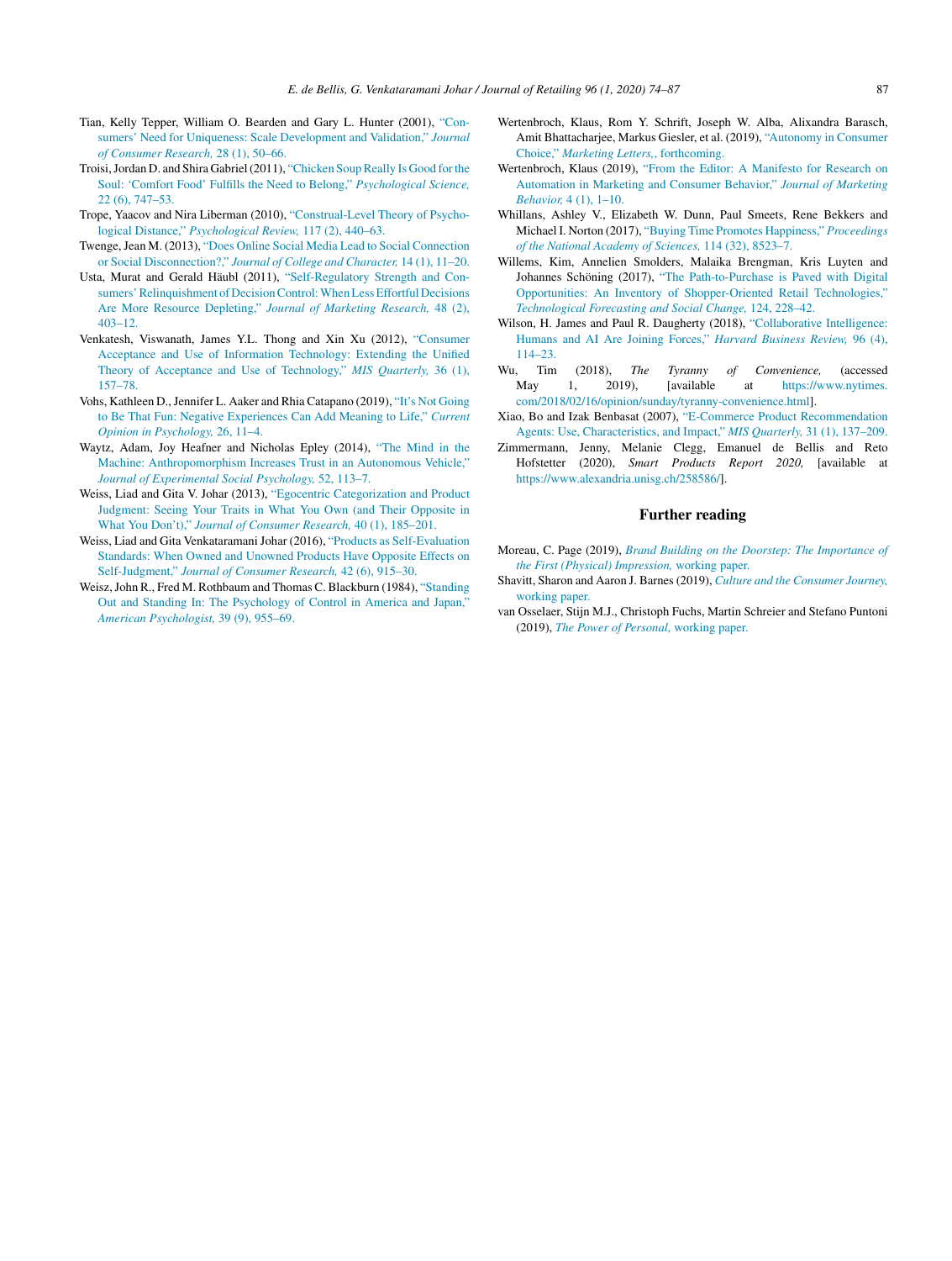Tian, Kelly Tepper, William O. Bearden and Gary L. Hunter (2001), "Consumers' Need for Uniqueness: Scale Development and Validation," *Journal of Consumer Research,* 28 (1), 50–66.

Troisi, Jordan D. and Shira Gabriel (2011), "Chicken Soup Really Is Good for the Soul: 'Comfort Food' Fulfills the Need to Belong," *Psychological Science,* 22 (6), 747–53.

Trope, Yaacov and Nira Liberman (2010), "Construal-Level Theory of Psychological Distance," *Psychological Review,* 117 (2), 440–63.

Twenge, Jean M. (2013), "Does Online Social Media Lead to Social Connection or Social Disconnection?," *Journal of College and Character,* 14 (1), 11–20.

Usta, Murat and Gerald Häubl (2011), "Self-Regulatory Strength and Consumers' Relinquishment of Decision Control: When Less Effortful Decisions Are More Resource Depleting," *Journal of Marketing Research,* 48 (2), 403–12.

Venkatesh, Viswanath, James Y.L. Thong and Xin Xu (2012), "Consumer Acceptance and Use of Information Technology: Extending the Unified Theory of Acceptance and Use of Technology," *MIS Quarterly,* 36 (1), 157–78.

Vohs, Kathleen D., Jennifer L. Aaker and Rhia Catapano (2019), "It's Not Going to Be That Fun: Negative Experiences Can Add Meaning to Life," *Current Opinion in Psychology,* 26, 11–4.

Waytz, Adam, Joy Heafner and Nicholas Epley (2014), "The Mind in the Machine: Anthropomorphism Increases Trust in an Autonomous Vehicle," *Journal of Experimental Social Psychology,* 52, 113–7.

Weiss, Liad and Gita V. Johar (2013), "Egocentric Categorization and Product Judgment: Seeing Your Traits in What You Own (and Their Opposite in What You Don't)," *Journal of Consumer Research,* 40 (1), 185–201.

Weiss, Liad and Gita Venkataramani Johar (2016), "Products as Self-Evaluation Standards: When Owned and Unowned Products Have Opposite Effects on Self-Judgment," *Journal of Consumer Research,* 42 (6), 915–30.

Weisz, John R., Fred M. Rothbaum and Thomas C. Blackburn (1984), "Standing Out and Standing In: The Psychology of Control in America and Japan," *American Psychologist,* 39 (9), 955–69.

Wertenbroch, Klaus, Rom Y. Schrift, Joseph W. Alba, Alixandra Barasch, Amit Bhattacharjee, Markus Giesler, et al. (2019), "Autonomy in Consumer Choice," *Marketing Letters,*, forthcoming.

Wertenbroch, Klaus (2019), "From the Editor: A Manifesto for Research on Automation in Marketing and Consumer Behavior," *Journal of Marketing Behavior,* 4 (1), 1–10.

Whillans, Ashley V., Elizabeth W. Dunn, Paul Smeets, Rene Bekkers and Michael I. Norton (2017), "Buying Time Promotes Happiness," *Proceedings of the National Academy of Sciences,* 114 (32), 8523–7.

Willems, Kim, Annelien Smolders, Malaika Brengman, Kris Luyten and Johannes Schöning (2017), "The Path-to-Purchase is Paved with Digital Opportunities: An Inventory of Shopper-Oriented Retail Technologies," *Technological Forecasting and Social Change,* 124, 228–42.

Wilson, H. James and Paul R. Daugherty (2018), "Collaborative Intelligence: Humans and AI Are Joining Forces," *Harvard Business Review,* 96 (4), 114–23.

Wu, Tim (2018), *The Tyranny of Convenience,* (accessed May 1, 2019), [available at https://www.nytimes.com/2018/02/16/opinion/sunday/tyranny-convenience.html].

Xiao, Bo and Izak Benbasat (2007), "E-Commerce Product Recommendation Agents: Use, Characteristics, and Impact," *MIS Quarterly,* 31 (1), 137–209.

Zimmermann, Jenny, Melanie Clegg, Emanuel de Bellis and Reto Hofstetter (2020), *Smart Products Report 2020,* [available at https://www.alexandria.unisg.ch/258586/].

## Further reading

Moreau, C. Page (2019), *Brand Building on the Doorstep: The Importance of the First (Physical) Impression,* working paper.

Shavitt, Sharon and Aaron J. Barnes (2019), *Culture and the Consumer Journey,* working paper.

van Osselaer, Stijn M.J., Christoph Fuchs, Martin Schreier and Stefano Puntoni (2019), *The Power of Personal,* working paper.